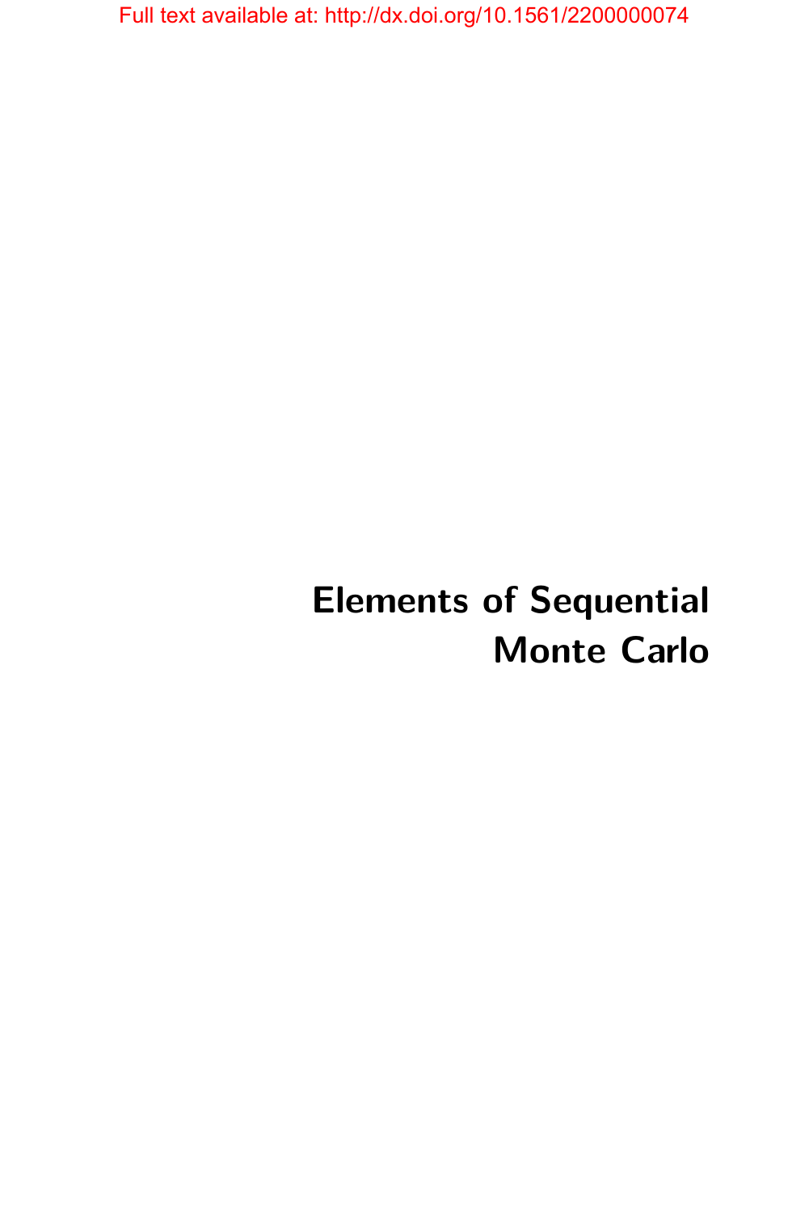Full text available at: http://dx.doi.org/10.1561/2200000074

# Elements of Sequential Monte Carlo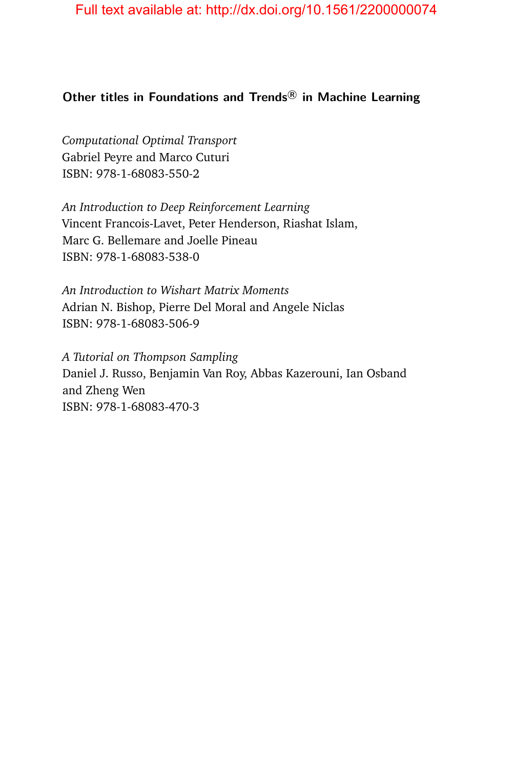Full text available at: http://dx.doi.org/10.1561/2200000074

## Other titles in Foundations and Trends® in Machine Learning

*Computational Optimal Transport*
Gabriel Peyre and Marco Cuturi
ISBN: 978-1-68083-550-2

*An Introduction to Deep Reinforcement Learning*
Vincent Francois-Lavet, Peter Henderson, Riashat Islam,
Marc G. Bellemare and Joelle Pineau
ISBN: 978-1-68083-538-0

*An Introduction to Wishart Matrix Moments*
Adrian N. Bishop, Pierre Del Moral and Angele Niclas
ISBN: 978-1-68083-506-9

*A Tutorial on Thompson Sampling*
Daniel J. Russo, Benjamin Van Roy, Abbas Kazerouni, Ian Osband
and Zheng Wen
ISBN: 978-1-68083-470-3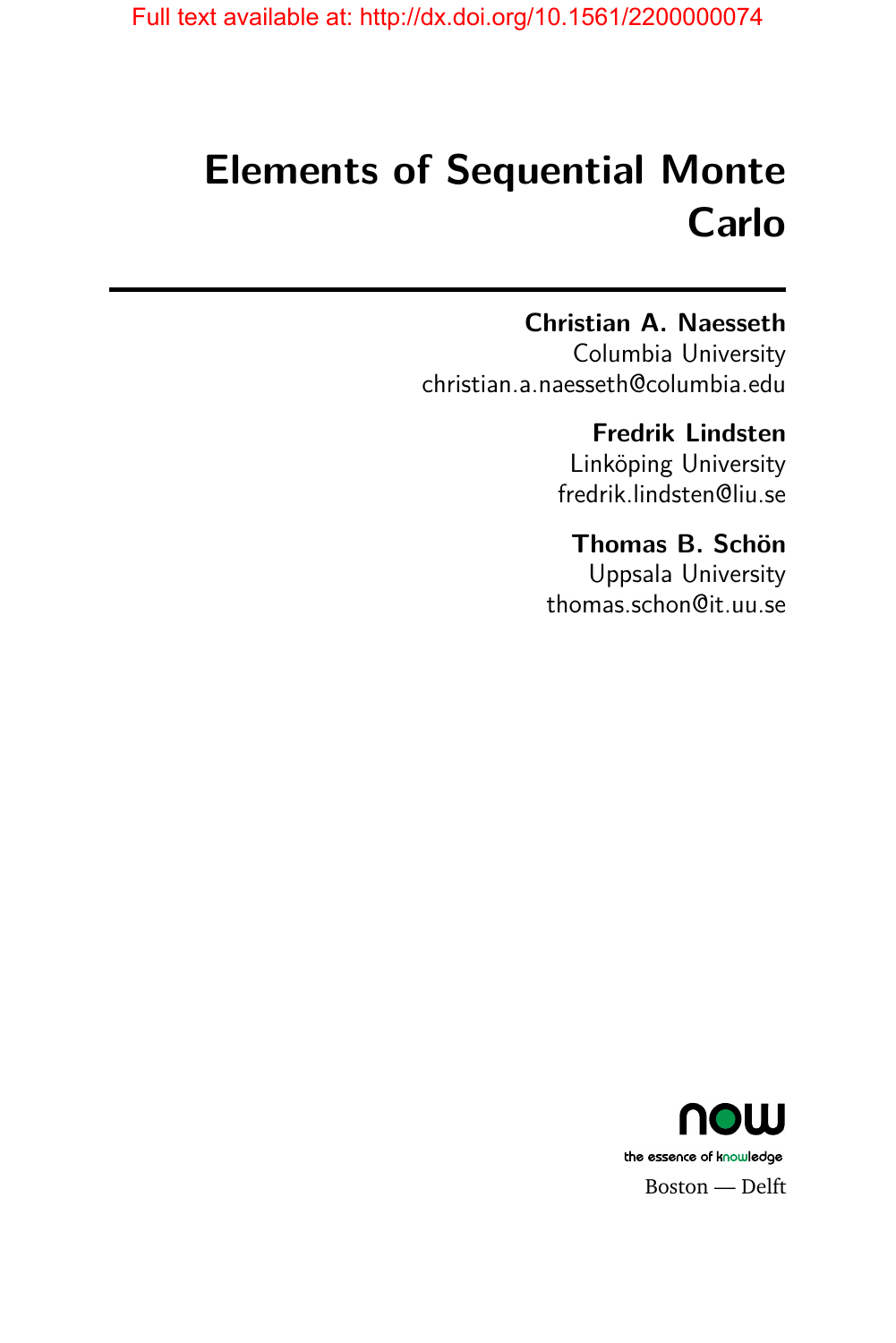Full text available at: http://dx.doi.org/10.1561/2200000074

# Elements of Sequential Monte Carlo

**Christian A. Naesseth**
Columbia University
christian.a.naesseth@columbia.edu

**Fredrik Lindsten**
Linköping University
fredrik.lindsten@liu.se

**Thomas B. Schön**
Uppsala University
thomas.schon@it.uu.se

now
the essence of knowledge
Boston — Delft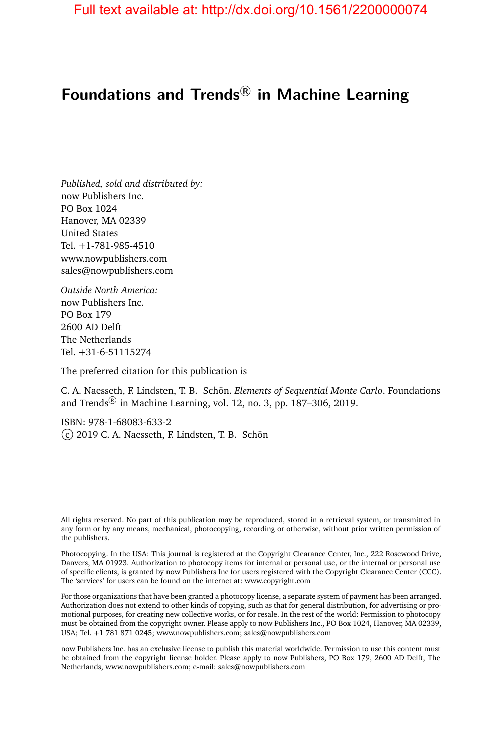# Foundations and Trends® in Machine Learning

*Published, sold and distributed by:*
now Publishers Inc.
PO Box 1024
Hanover, MA 02339
United States
Tel. +1-781-985-4510
www.nowpublishers.com
sales@nowpublishers.com

*Outside North America:*
now Publishers Inc.
PO Box 179
2600 AD Delft
The Netherlands
Tel. +31-6-51115274

The preferred citation for this publication is

C. A. Naesseth, F. Lindsten, T. B. Schön. *Elements of Sequential Monte Carlo*. Foundations and Trends® in Machine Learning, vol. 12, no. 3, pp. 187–306, 2019.

ISBN: 978-1-68083-633-2
© 2019 C. A. Naesseth, F. Lindsten, T. B. Schön

All rights reserved. No part of this publication may be reproduced, stored in a retrieval system, or transmitted in any form or by any means, mechanical, photocopying, recording or otherwise, without prior written permission of the publishers.

Photocopying. In the USA: This journal is registered at the Copyright Clearance Center, Inc., 222 Rosewood Drive, Danvers, MA 01923. Authorization to photocopy items for internal or personal use, or the internal or personal use of specific clients, is granted by now Publishers Inc for users registered with the Copyright Clearance Center (CCC). The 'services' for users can be found on the internet at: www.copyright.com

For those organizations that have been granted a photocopy license, a separate system of payment has been arranged. Authorization does not extend to other kinds of copying, such as that for general distribution, for advertising or promotional purposes, for creating new collective works, or for resale. In the rest of the world: Permission to photocopy must be obtained from the copyright owner. Please apply to now Publishers Inc., PO Box 1024, Hanover, MA 02339, USA; Tel. +1 781 871 0245; www.nowpublishers.com; sales@nowpublishers.com

now Publishers Inc. has an exclusive license to publish this material worldwide. Permission to use this content must be obtained from the copyright license holder. Please apply to now Publishers, PO Box 179, 2600 AD Delft, The Netherlands, www.nowpublishers.com; e-mail: sales@nowpublishers.com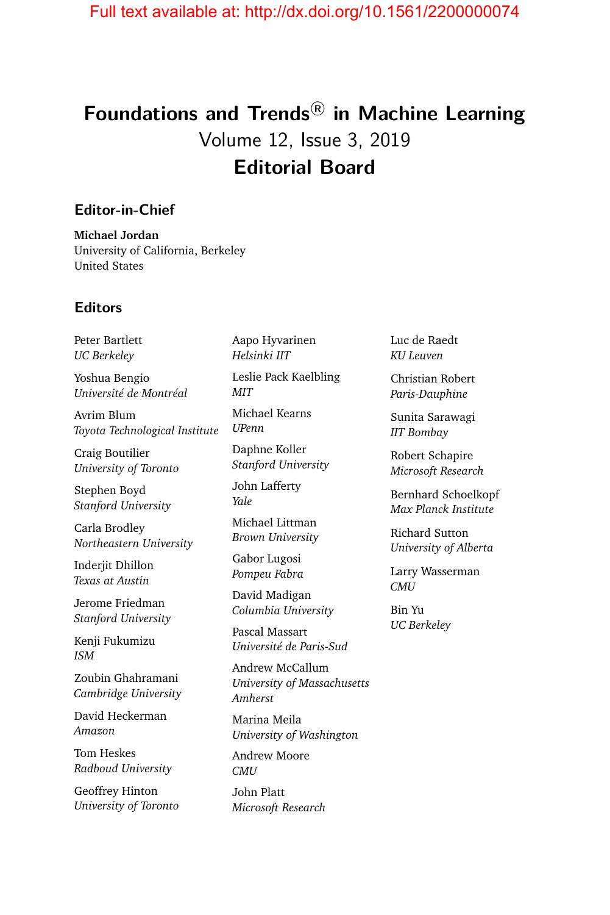# Foundations and Trends® in Machine Learning

Volume 12, Issue 3, 2019

## Editorial Board

### Editor-in-Chief

**Michael Jordan**
University of California, Berkeley
United States

### Editors

Peter Bartlett
*UC Berkeley*

Yoshua Bengio
*Université de Montréal*

Avrim Blum
*Toyota Technological Institute*

Craig Boutilier
*University of Toronto*

Stephen Boyd
*Stanford University*

Carla Brodley
*Northeastern University*

Inderjit Dhillon
*Texas at Austin*

Jerome Friedman
*Stanford University*

Kenji Fukumizu
*ISM*

Zoubin Ghahramani
*Cambridge University*

David Heckerman
*Amazon*

Tom Heskes
*Radboud University*

Geoffrey Hinton
*University of Toronto*

Aapo Hyvarinen
*Helsinki IIT*

Leslie Pack Kaelbling
*MIT*

Michael Kearns
*UPenn*

Daphne Koller
*Stanford University*

John Lafferty
*Yale*

Michael Littman
*Brown University*

Gabor Lugosi
*Pompeu Fabra*

David Madigan
*Columbia University*

Pascal Massart
*Université de Paris-Sud*

Andrew McCallum
*University of Massachusetts Amherst*

Marina Meila
*University of Washington*

Andrew Moore
*CMU*

John Platt
*Microsoft Research*

Luc de Raedt
*KU Leuven*

Christian Robert
*Paris-Dauphine*

Sunita Sarawagi
*IIT Bombay*

Robert Schapire
*Microsoft Research*

Bernhard Schoelkopf
*Max Planck Institute*

Richard Sutton
*University of Alberta*

Larry Wasserman
*CMU*

Bin Yu
*UC Berkeley*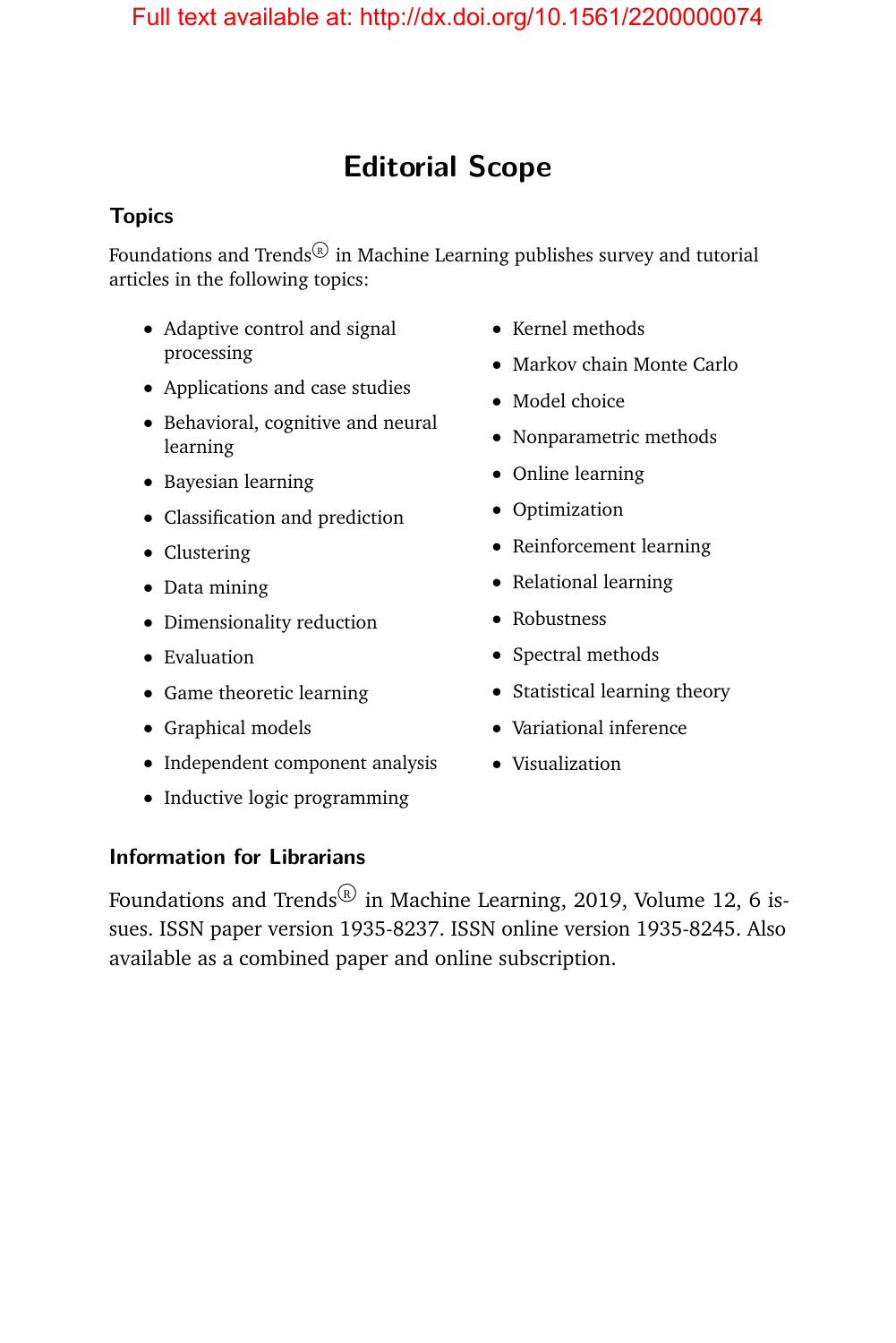# Editorial Scope

### Topics

Foundations and Trends® in Machine Learning publishes survey and tutorial articles in the following topics:

- Adaptive control and signal processing
- Applications and case studies
- Behavioral, cognitive and neural learning
- Bayesian learning
- Classification and prediction
- Clustering
- Data mining
- Dimensionality reduction
- Evaluation
- Game theoretic learning
- Graphical models
- Independent component analysis
- Inductive logic programming
- Kernel methods
- Markov chain Monte Carlo
- Model choice
- Nonparametric methods
- Online learning
- Optimization
- Reinforcement learning
- Relational learning
- Robustness
- Spectral methods
- Statistical learning theory
- Variational inference
- Visualization

### Information for Librarians

Foundations and Trends® in Machine Learning, 2019, Volume 12, 6 issues. ISSN paper version 1935-8237. ISSN online version 1935-8245. Also available as a combined paper and online subscription.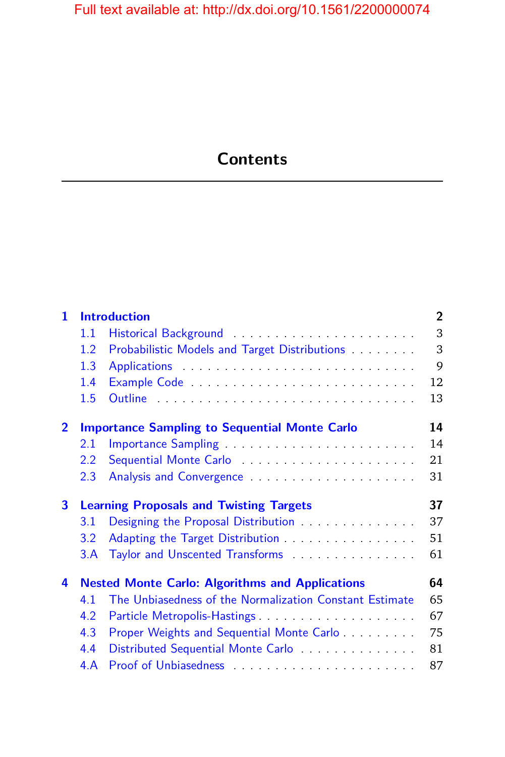Full text available at: http://dx.doi.org/10.1561/2200000074

# Contents

| | | |
|---|---|---|
| **1** | **Introduction** | **2** |
| 1.1 | Historical Background | 3 |
| 1.2 | Probabilistic Models and Target Distributions | 3 |
| 1.3 | Applications | 9 |
| 1.4 | Example Code | 12 |
| 1.5 | Outline | 13 |
| **2** | **Importance Sampling to Sequential Monte Carlo** | **14** |
| 2.1 | Importance Sampling | 14 |
| 2.2 | Sequential Monte Carlo | 21 |
| 2.3 | Analysis and Convergence | 31 |
| **3** | **Learning Proposals and Twisting Targets** | **37** |
| 3.1 | Designing the Proposal Distribution | 37 |
| 3.2 | Adapting the Target Distribution | 51 |
| 3.A | Taylor and Unscented Transforms | 61 |
| **4** | **Nested Monte Carlo: Algorithms and Applications** | **64** |
| 4.1 | The Unbiasedness of the Normalization Constant Estimate | 65 |
| 4.2 | Particle Metropolis-Hastings | 67 |
| 4.3 | Proper Weights and Sequential Monte Carlo | 75 |
| 4.4 | Distributed Sequential Monte Carlo | 81 |
| 4.A | Proof of Unbiasedness | 87 |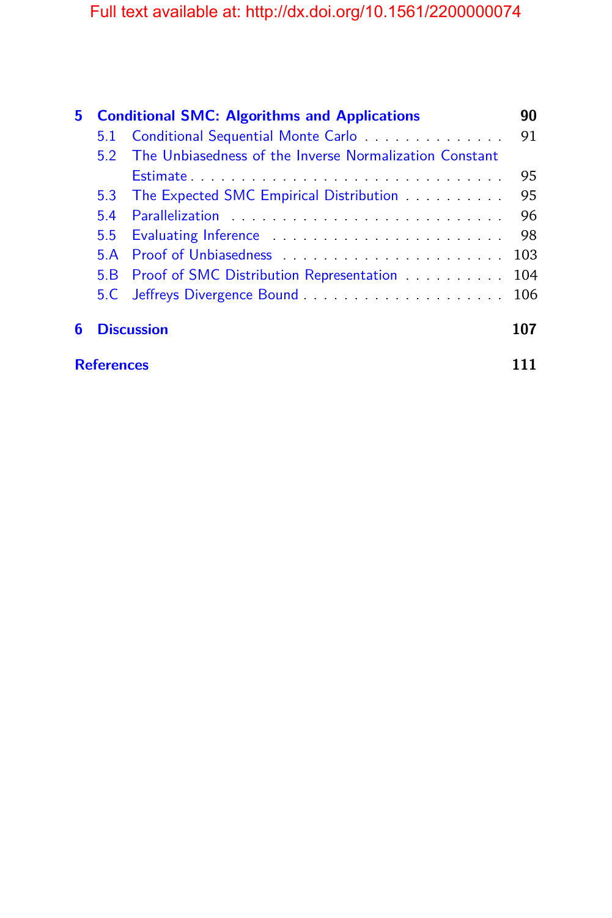**5 Conditional SMC: Algorithms and Applications** 90

- 5.1 Conditional Sequential Monte Carlo . . . . . . . . . . . . . . 91
- 5.2 The Unbiasedness of the Inverse Normalization Constant Estimate . . . . . . . . . . . . . . . . . . . . . . . . . . . . . . . 95
- 5.3 The Expected SMC Empirical Distribution . . . . . . . . . . 95
- 5.4 Parallelization . . . . . . . . . . . . . . . . . . . . . . . . . . 96
- 5.5 Evaluating Inference . . . . . . . . . . . . . . . . . . . . . . 98
- 5.A Proof of Unbiasedness . . . . . . . . . . . . . . . . . . . . . 103
- 5.B Proof of SMC Distribution Representation . . . . . . . . . . 104
- 5.C Jeffreys Divergence Bound . . . . . . . . . . . . . . . . . . . 106

**6 Discussion** 107

**References** 111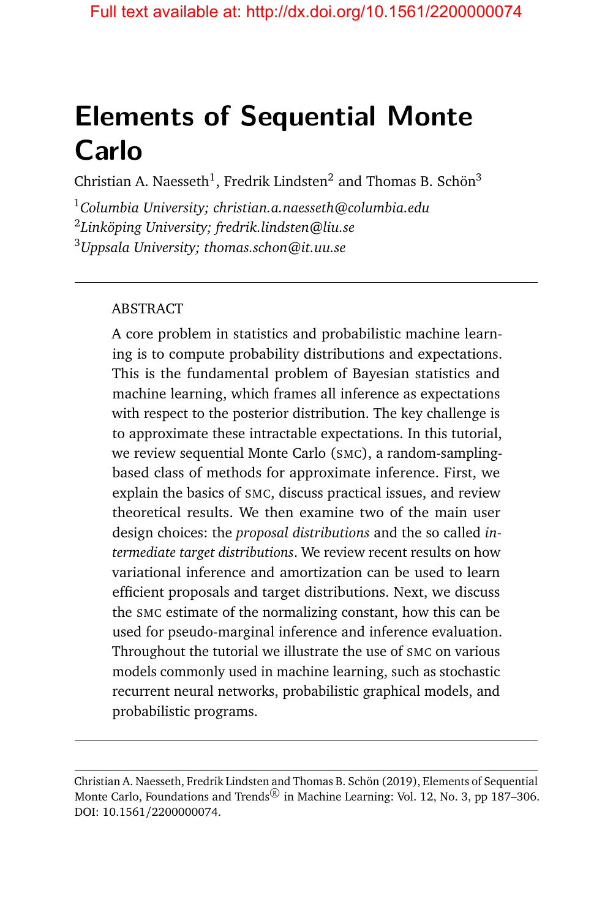# Elements of Sequential Monte Carlo

Christian A. Naesseth[1], Fredrik Lindsten[2] and Thomas B. Schön[3]

[1]*Columbia University; christian.a.naesseth@columbia.edu*
[2]*Linköping University; fredrik.lindsten@liu.se*
[3]*Uppsala University; thomas.schon@it.uu.se*

---

ABSTRACT

A core problem in statistics and probabilistic machine learning is to compute probability distributions and expectations. This is the fundamental problem of Bayesian statistics and machine learning, which frames all inference as expectations with respect to the posterior distribution. The key challenge is to approximate these intractable expectations. In this tutorial, we review sequential Monte Carlo (SMC), a random-sampling-based class of methods for approximate inference. First, we explain the basics of SMC, discuss practical issues, and review theoretical results. We then examine two of the main user design choices: the *proposal distributions* and the so called *intermediate target distributions*. We review recent results on how variational inference and amortization can be used to learn efficient proposals and target distributions. Next, we discuss the SMC estimate of the normalizing constant, how this can be used for pseudo-marginal inference and inference evaluation. Throughout the tutorial we illustrate the use of SMC on various models commonly used in machine learning, such as stochastic recurrent neural networks, probabilistic graphical models, and probabilistic programs.

---

Christian A. Naesseth, Fredrik Lindsten and Thomas B. Schön (2019), Elements of Sequential Monte Carlo, Foundations and Trends® in Machine Learning: Vol. 12, No. 3, pp 187–306. DOI: 10.1561/2200000074.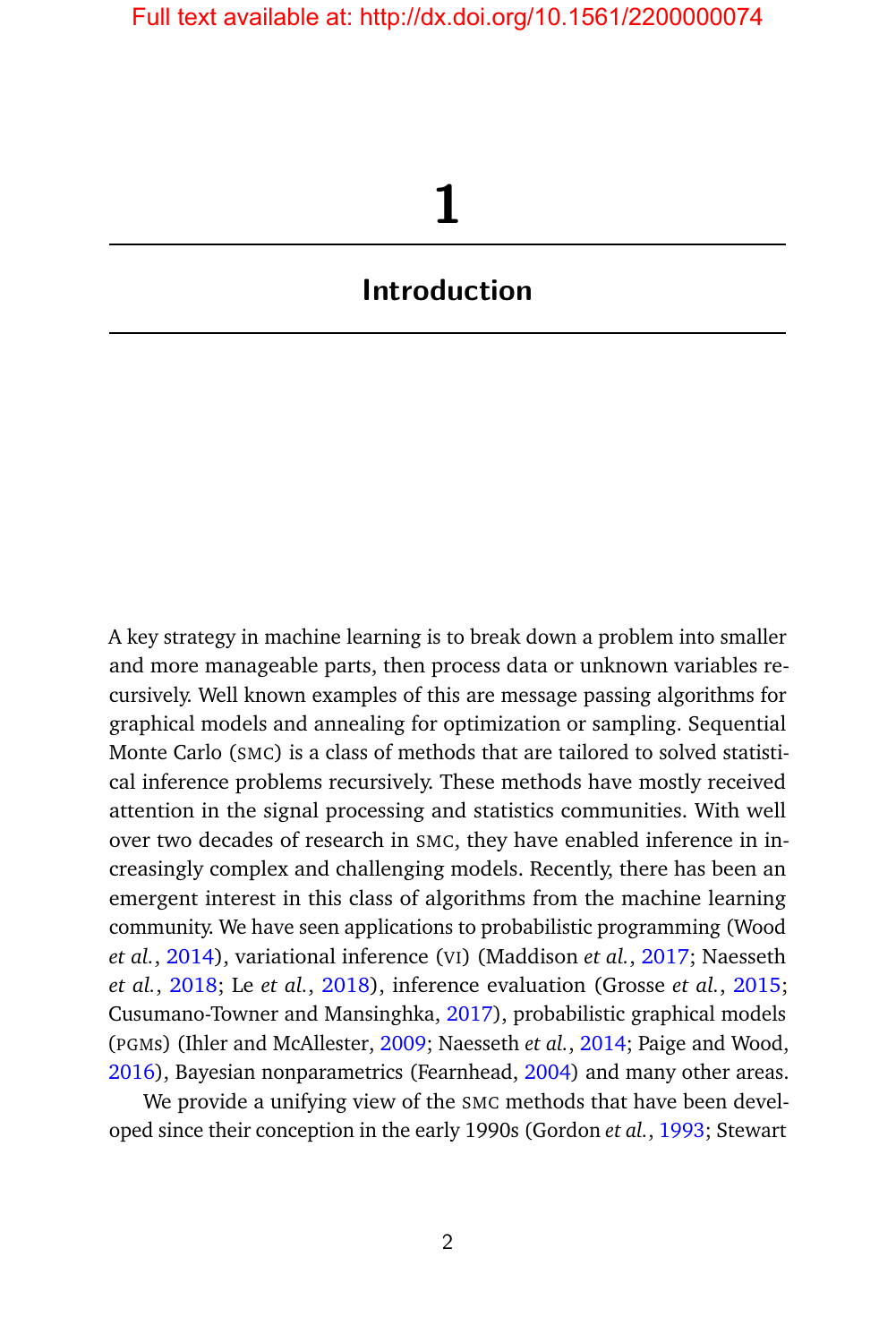# 1

# Introduction

A key strategy in machine learning is to break down a problem into smaller and more manageable parts, then process data or unknown variables recursively. Well known examples of this are message passing algorithms for graphical models and annealing for optimization or sampling. Sequential Monte Carlo (SMC) is a class of methods that are tailored to solved statistical inference problems recursively. These methods have mostly received attention in the signal processing and statistics communities. With well over two decades of research in SMC, they have enabled inference in increasingly complex and challenging models. Recently, there has been an emergent interest in this class of algorithms from the machine learning community. We have seen applications to probabilistic programming (Wood *et al.*, 2014), variational inference (VI) (Maddison *et al.*, 2017; Naesseth *et al.*, 2018; Le *et al.*, 2018), inference evaluation (Grosse *et al.*, 2015; Cusumano-Towner and Mansinghka, 2017), probabilistic graphical models (PGMs) (Ihler and McAllester, 2009; Naesseth *et al.*, 2014; Paige and Wood, 2016), Bayesian nonparametrics (Fearnhead, 2004) and many other areas.

We provide a unifying view of the SMC methods that have been developed since their conception in the early 1990s (Gordon *et al.*, 1993; Stewart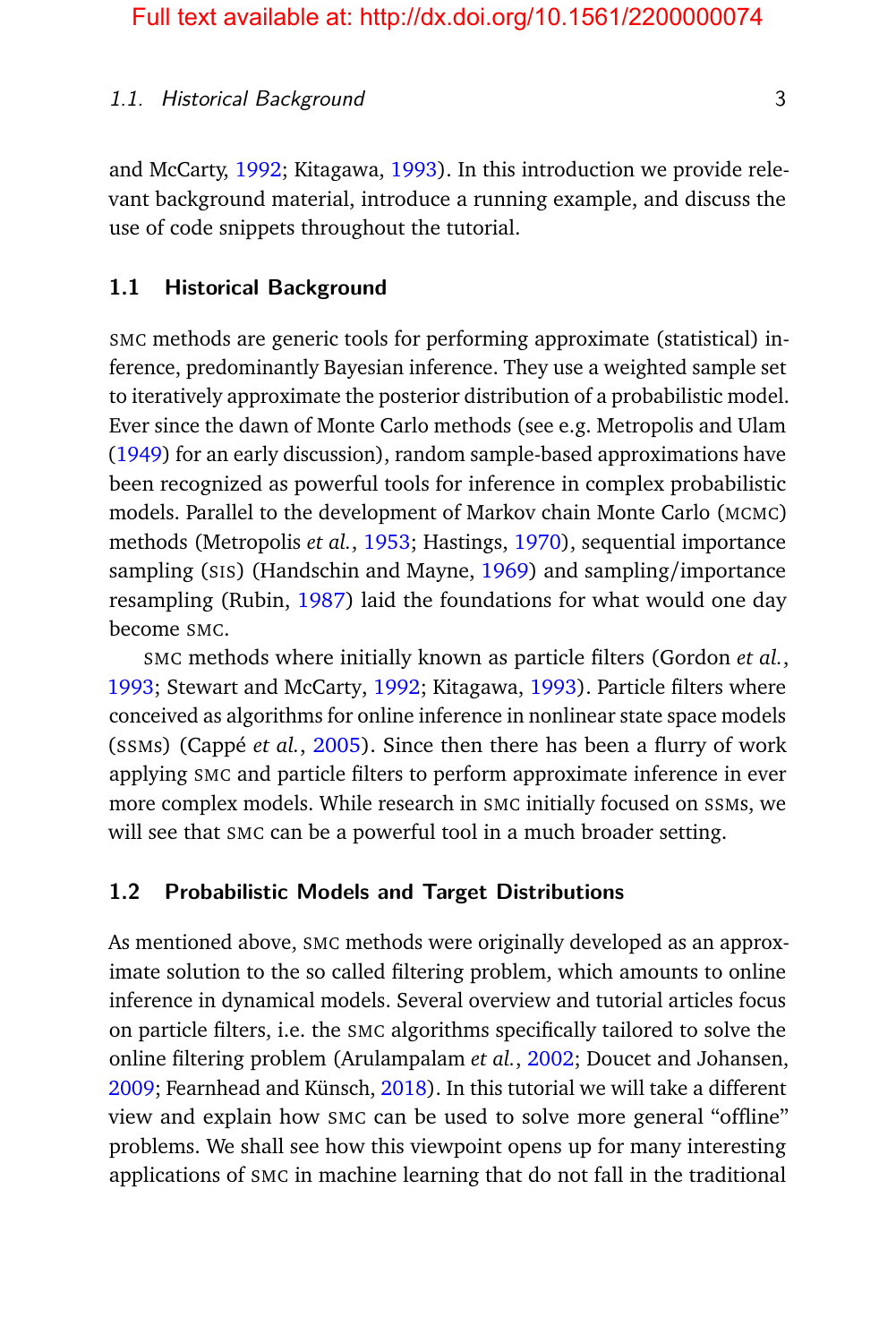and McCarty, 1992; Kitagawa, 1993). In this introduction we provide relevant background material, introduce a running example, and discuss the use of code snippets throughout the tutorial.

## 1.1 Historical Background

SMC methods are generic tools for performing approximate (statistical) inference, predominantly Bayesian inference. They use a weighted sample set to iteratively approximate the posterior distribution of a probabilistic model. Ever since the dawn of Monte Carlo methods (see e.g. Metropolis and Ulam (1949) for an early discussion), random sample-based approximations have been recognized as powerful tools for inference in complex probabilistic models. Parallel to the development of Markov chain Monte Carlo (MCMC) methods (Metropolis *et al.*, 1953; Hastings, 1970), sequential importance sampling (SIS) (Handschin and Mayne, 1969) and sampling/importance resampling (Rubin, 1987) laid the foundations for what would one day become SMC.

SMC methods where initially known as particle filters (Gordon *et al.*, 1993; Stewart and McCarty, 1992; Kitagawa, 1993). Particle filters where conceived as algorithms for online inference in nonlinear state space models (SSMs) (Cappé *et al.*, 2005). Since then there has been a flurry of work applying SMC and particle filters to perform approximate inference in ever more complex models. While research in SMC initially focused on SSMs, we will see that SMC can be a powerful tool in a much broader setting.

## 1.2 Probabilistic Models and Target Distributions

As mentioned above, SMC methods were originally developed as an approximate solution to the so called filtering problem, which amounts to online inference in dynamical models. Several overview and tutorial articles focus on particle filters, i.e. the SMC algorithms specifically tailored to solve the online filtering problem (Arulampalam *et al.*, 2002; Doucet and Johansen, 2009; Fearnhead and Künsch, 2018). In this tutorial we will take a different view and explain how SMC can be used to solve more general "offline" problems. We shall see how this viewpoint opens up for many interesting applications of SMC in machine learning that do not fall in the traditional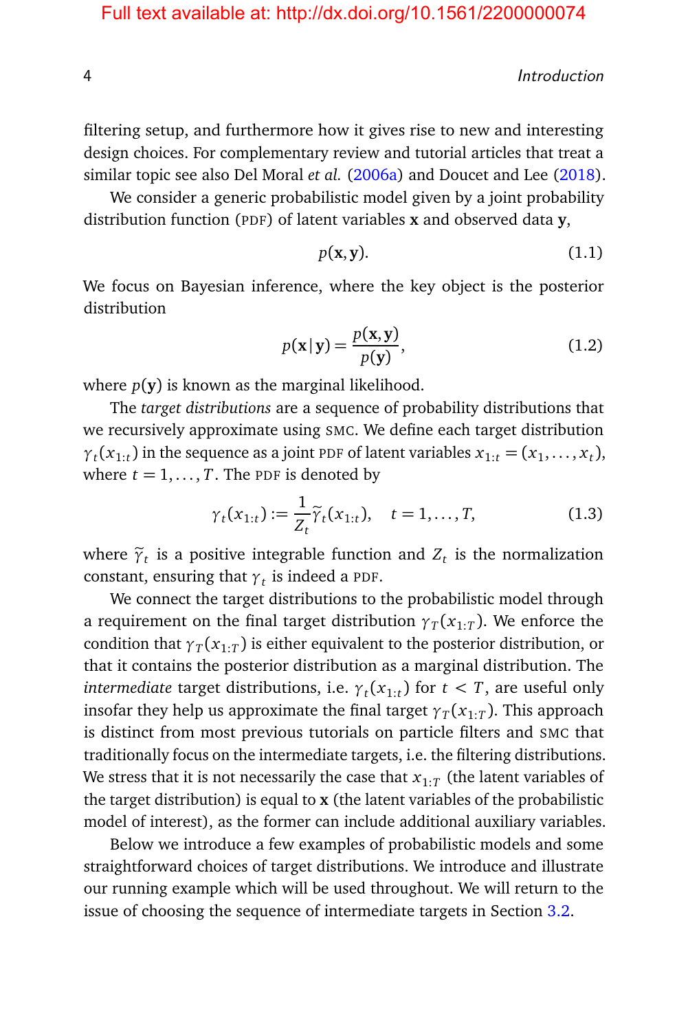filtering setup, and furthermore how it gives rise to new and interesting design choices. For complementary review and tutorial articles that treat a similar topic see also Del Moral *et al.* (2006a) and Doucet and Lee (2018).

We consider a generic probabilistic model given by a joint probability distribution function (PDF) of latent variables $\mathbf{x}$ and observed data $\mathbf{y}$,

$$p(\mathbf{x}, \mathbf{y}). \tag{1.1}$$

We focus on Bayesian inference, where the key object is the posterior distribution

$$p(\mathbf{x} \,|\, \mathbf{y}) = \frac{p(\mathbf{x}, \mathbf{y})}{p(\mathbf{y})}, \tag{1.2}$$

where $p(\mathbf{y})$ is known as the marginal likelihood.

The *target distributions* are a sequence of probability distributions that we recursively approximate using SMC. We define each target distribution $\gamma_t(x_{1:t})$ in the sequence as a joint PDF of latent variables $x_{1:t} = (x_1, \ldots, x_t)$, where $t = 1, \ldots, T$. The PDF is denoted by

$$\gamma_t(x_{1:t}) := \frac{1}{Z_t} \widetilde{\gamma}_t(x_{1:t}), \quad t = 1, \ldots, T, \tag{1.3}$$

where $\widetilde{\gamma}_t$ is a positive integrable function and $Z_t$ is the normalization constant, ensuring that $\gamma_t$ is indeed a PDF.

We connect the target distributions to the probabilistic model through a requirement on the final target distribution $\gamma_T(x_{1:T})$. We enforce the condition that $\gamma_T(x_{1:T})$ is either equivalent to the posterior distribution, or that it contains the posterior distribution as a marginal distribution. The *intermediate* target distributions, i.e. $\gamma_t(x_{1:t})$ for $t < T$, are useful only insofar they help us approximate the final target $\gamma_T(x_{1:T})$. This approach is distinct from most previous tutorials on particle filters and SMC that traditionally focus on the intermediate targets, i.e. the filtering distributions. We stress that it is not necessarily the case that $x_{1:T}$ (the latent variables of the target distribution) is equal to $\mathbf{x}$ (the latent variables of the probabilistic model of interest), as the former can include additional auxiliary variables.

Below we introduce a few examples of probabilistic models and some straightforward choices of target distributions. We introduce and illustrate our running example which will be used throughout. We will return to the issue of choosing the sequence of intermediate targets in Section 3.2.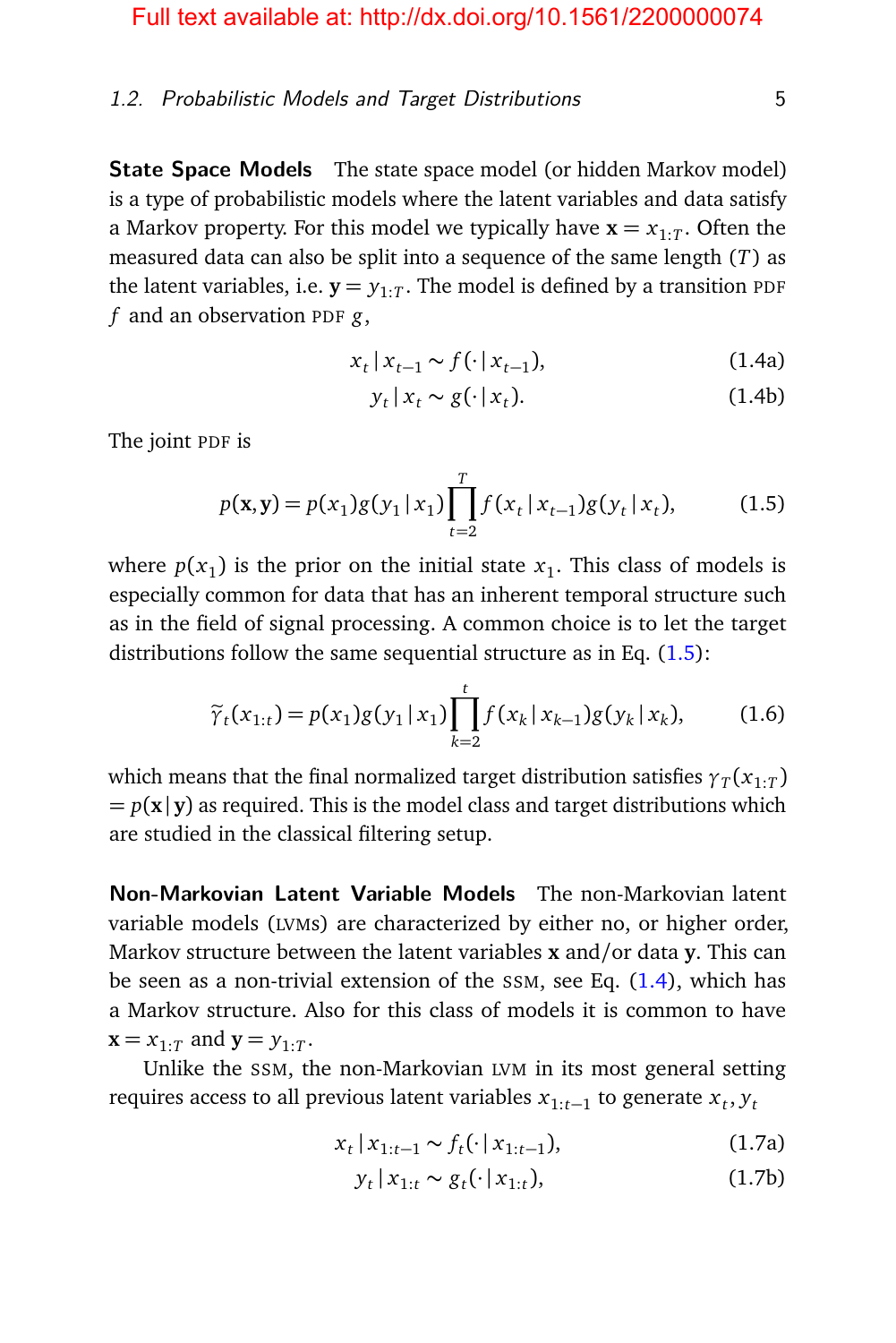**State Space Models** The state space model (or hidden Markov model) is a type of probabilistic models where the latent variables and data satisfy a Markov property. For this model we typically have $\mathbf{x} = x_{1:T}$. Often the measured data can also be split into a sequence of the same length ($T$) as the latent variables, i.e. $\mathbf{y} = y_{1:T}$. The model is defined by a transition PDF $f$ and an observation PDF $g$,

$$x_t \mid x_{t-1} \sim f(\cdot \mid x_{t-1}), \tag{1.4a}$$

$$y_t \mid x_t \sim g(\cdot \mid x_t). \tag{1.4b}$$

The joint PDF is

$$p(\mathbf{x}, \mathbf{y}) = p(x_1) g(y_1 \mid x_1) \prod_{t=2}^{T} f(x_t \mid x_{t-1}) g(y_t \mid x_t), \tag{1.5}$$

where $p(x_1)$ is the prior on the initial state $x_1$. This class of models is especially common for data that has an inherent temporal structure such as in the field of signal processing. A common choice is to let the target distributions follow the same sequential structure as in Eq. (1.5):

$$\widetilde{\gamma}_t(x_{1:t}) = p(x_1) g(y_1 \mid x_1) \prod_{k=2}^{t} f(x_k \mid x_{k-1}) g(y_k \mid x_k), \tag{1.6}$$

which means that the final normalized target distribution satisfies $\gamma_T(x_{1:T}) = p(\mathbf{x} \mid \mathbf{y})$ as required. This is the model class and target distributions which are studied in the classical filtering setup.

**Non-Markovian Latent Variable Models** The non-Markovian latent variable models (LVMs) are characterized by either no, or higher order, Markov structure between the latent variables $\mathbf{x}$ and/or data $\mathbf{y}$. This can be seen as a non-trivial extension of the SSM, see Eq. (1.4), which has a Markov structure. Also for this class of models it is common to have $\mathbf{x} = x_{1:T}$ and $\mathbf{y} = y_{1:T}$.

Unlike the SSM, the non-Markovian LVM in its most general setting requires access to all previous latent variables $x_{1:t-1}$ to generate $x_t, y_t$

$$x_t \mid x_{1:t-1} \sim f_t(\cdot \mid x_{1:t-1}), \tag{1.7a}$$

$$y_t \mid x_{1:t} \sim g_t(\cdot \mid x_{1:t}), \tag{1.7b}$$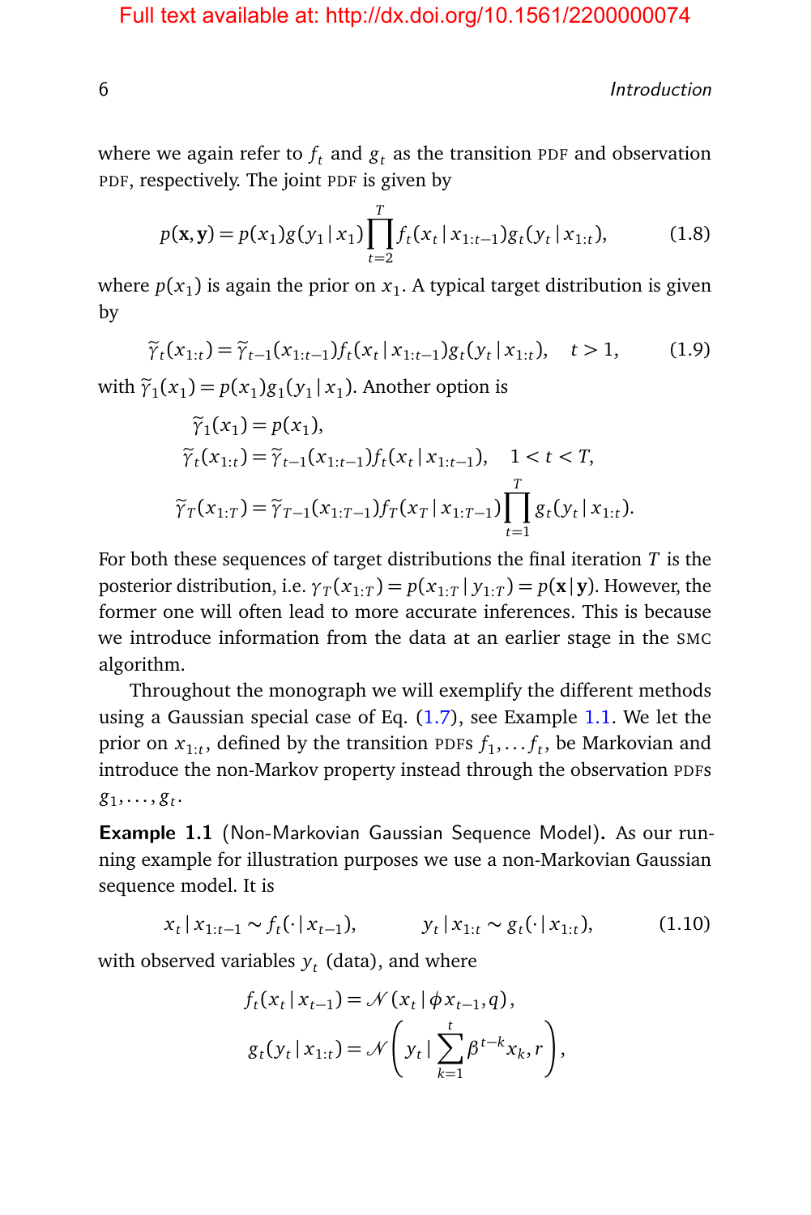where we again refer to $f_t$ and $g_t$ as the transition PDF and observation PDF, respectively. The joint PDF is given by

$$p(\mathbf{x}, \mathbf{y}) = p(x_1) g(y_1 \mid x_1) \prod_{t=2}^{T} f_t(x_t \mid x_{1:t-1}) g_t(y_t \mid x_{1:t}), \tag{1.8}$$

where $p(x_1)$ is again the prior on $x_1$. A typical target distribution is given by

$$\widetilde{\gamma}_t(x_{1:t}) = \widetilde{\gamma}_{t-1}(x_{1:t-1}) f_t(x_t \mid x_{1:t-1}) g_t(y_t \mid x_{1:t}), \quad t > 1, \tag{1.9}$$

with $\widetilde{\gamma}_1(x_1) = p(x_1) g_1(y_1 \mid x_1)$. Another option is

$$\begin{aligned}
\widetilde{\gamma}_1(x_1) &= p(x_1), \\
\widetilde{\gamma}_t(x_{1:t}) &= \widetilde{\gamma}_{t-1}(x_{1:t-1}) f_t(x_t \mid x_{1:t-1}), \quad 1 < t < T, \\
\widetilde{\gamma}_T(x_{1:T}) &= \widetilde{\gamma}_{T-1}(x_{1:T-1}) f_T(x_T \mid x_{1:T-1}) \prod_{t=1}^{T} g_t(y_t \mid x_{1:t}).
\end{aligned}$$

For both these sequences of target distributions the final iteration $T$ is the posterior distribution, i.e. $\gamma_T(x_{1:T}) = p(x_{1:T} \mid y_{1:T}) = p(\mathbf{x} \mid \mathbf{y})$. However, the former one will often lead to more accurate inferences. This is because we introduce information from the data at an earlier stage in the SMC algorithm.

Throughout the monograph we will exemplify the different methods using a Gaussian special case of Eq. (1.7), see Example 1.1. We let the prior on $x_{1:t}$, defined by the transition PDFs $f_1, \ldots f_t$, be Markovian and introduce the non-Markov property instead through the observation PDFs $g_1, \ldots, g_t$.

**Example 1.1** (Non-Markovian Gaussian Sequence Model)**.** As our running example for illustration purposes we use a non-Markovian Gaussian sequence model. It is

$$x_t \mid x_{1:t-1} \sim f_t(\cdot \mid x_{t-1}), \qquad y_t \mid x_{1:t} \sim g_t(\cdot \mid x_{1:t}), \tag{1.10}$$

with observed variables $y_t$ (data), and where

$$\begin{aligned}
f_t(x_t \mid x_{t-1}) &= \mathcal{N}(x_t \mid \phi x_{t-1}, q), \\
g_t(y_t \mid x_{1:t}) &= \mathcal{N}\left(y_t \mid \sum_{k=1}^{t} \beta^{t-k} x_k, r\right),
\end{aligned}$$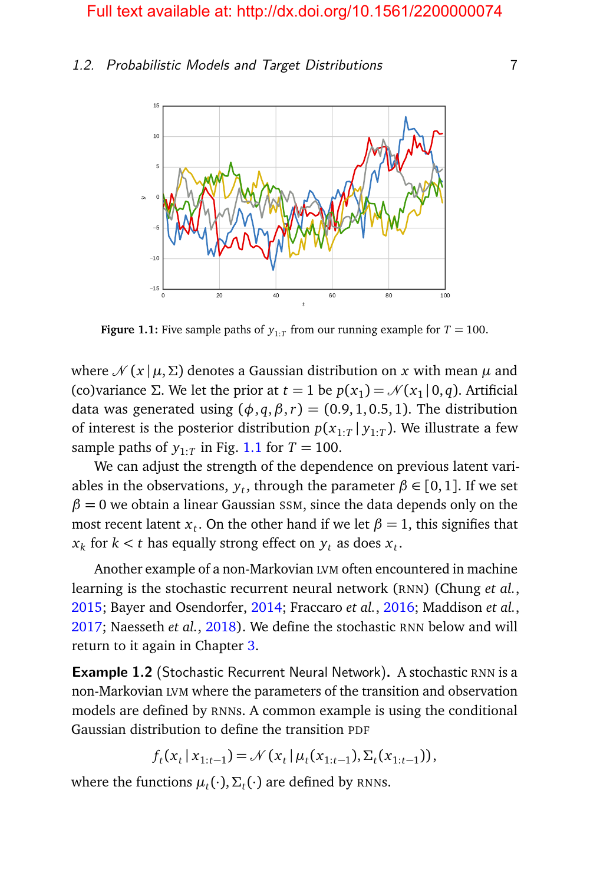Figure 1.1: Five sample paths of $y_{1:T}$ from our running example for $T = 100$.

where $\mathcal{N}(x \mid \mu, \Sigma)$ denotes a Gaussian distribution on $x$ with mean $\mu$ and (co)variance $\Sigma$. We let the prior at $t = 1$ be $p(x_1) = \mathcal{N}(x_1 \mid 0, q)$. Artificial data was generated using $(\phi, q, \beta, r) = (0.9, 1, 0.5, 1)$. The distribution of interest is the posterior distribution $p(x_{1:T} \mid y_{1:T})$. We illustrate a few sample paths of $y_{1:T}$ in Fig. 1.1 for $T = 100$.

We can adjust the strength of the dependence on previous latent variables in the observations, $y_t$, through the parameter $\beta \in [0, 1]$. If we set $\beta = 0$ we obtain a linear Gaussian SSM, since the data depends only on the most recent latent $x_t$. On the other hand if we let $\beta = 1$, this signifies that $x_k$ for $k < t$ has equally strong effect on $y_t$ as does $x_t$.

Another example of a non-Markovian LVM often encountered in machine learning is the stochastic recurrent neural network (RNN) (Chung *et al.*, 2015; Bayer and Osendorfer, 2014; Fraccaro *et al.*, 2016; Maddison *et al.*, 2017; Naesseth *et al.*, 2018). We define the stochastic RNN below and will return to it again in Chapter 3.

**Example 1.2** (Stochastic Recurrent Neural Network)**.** A stochastic RNN is a non-Markovian LVM where the parameters of the transition and observation models are defined by RNNs. A common example is using the conditional Gaussian distribution to define the transition PDF

$$f_t(x_t \mid x_{1:t-1}) = \mathcal{N}\left(x_t \mid \mu_t(x_{1:t-1}), \Sigma_t(x_{1:t-1})\right),$$

where the functions $\mu_t(\cdot), \Sigma_t(\cdot)$ are defined by RNNs.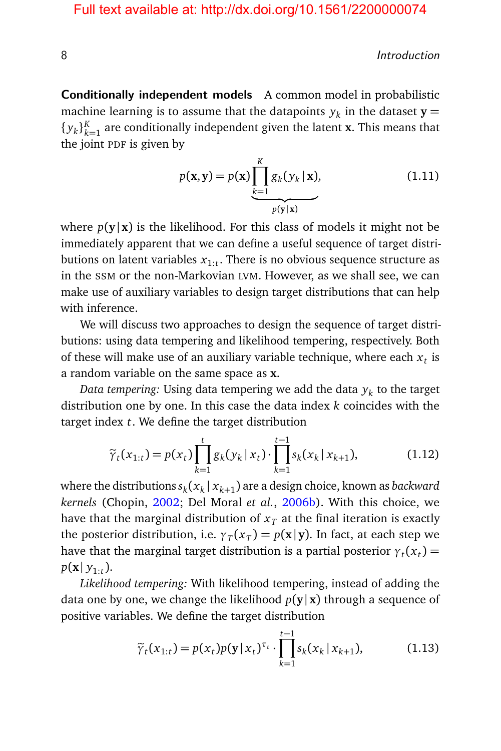**Conditionally independent models** A common model in probabilistic machine learning is to assume that the datapoints $y_k$ in the dataset $\mathbf{y} = \{y_k\}_{k=1}^K$ are conditionally independent given the latent $\mathbf{x}$. This means that the joint PDF is given by

$$p(\mathbf{x}, \mathbf{y}) = p(\mathbf{x}) \underbrace{\prod_{k=1}^{K} g_k(y_k \,|\, \mathbf{x})}_{p(\mathbf{y} \,|\, \mathbf{x})}, \tag{1.11}$$

where $p(\mathbf{y} \,|\, \mathbf{x})$ is the likelihood. For this class of models it might not be immediately apparent that we can define a useful sequence of target distributions on latent variables $x_{1:t}$. There is no obvious sequence structure as in the SSM or the non-Markovian LVM. However, as we shall see, we can make use of auxiliary variables to design target distributions that can help with inference.

We will discuss two approaches to design the sequence of target distributions: using data tempering and likelihood tempering, respectively. Both of these will make use of an auxiliary variable technique, where each $x_t$ is a random variable on the same space as $\mathbf{x}$.

*Data tempering:* Using data tempering we add the data $y_k$ to the target distribution one by one. In this case the data index $k$ coincides with the target index $t$. We define the target distribution

$$\widetilde{\gamma}_t(x_{1:t}) = p(x_t) \prod_{k=1}^{t} g_k(y_k \,|\, x_t) \cdot \prod_{k=1}^{t-1} s_k(x_k \,|\, x_{k+1}), \tag{1.12}$$

where the distributions $s_k(x_k \,|\, x_{k+1})$ are a design choice, known as *backward kernels* (Chopin, 2002; Del Moral *et al.*, 2006b). With this choice, we have that the marginal distribution of $x_T$ at the final iteration is exactly the posterior distribution, i.e. $\gamma_T(x_T) = p(\mathbf{x} \,|\, \mathbf{y})$. In fact, at each step we have that the marginal target distribution is a partial posterior $\gamma_t(x_t) = p(\mathbf{x} \,|\, y_{1:t})$.

*Likelihood tempering:* With likelihood tempering, instead of adding the data one by one, we change the likelihood $p(\mathbf{y} \,|\, \mathbf{x})$ through a sequence of positive variables. We define the target distribution

$$\widetilde{\gamma}_t(x_{1:t}) = p(x_t) p(\mathbf{y} \,|\, x_t)^{\tau_t} \cdot \prod_{k=1}^{t-1} s_k(x_k \,|\, x_{k+1}), \tag{1.13}$$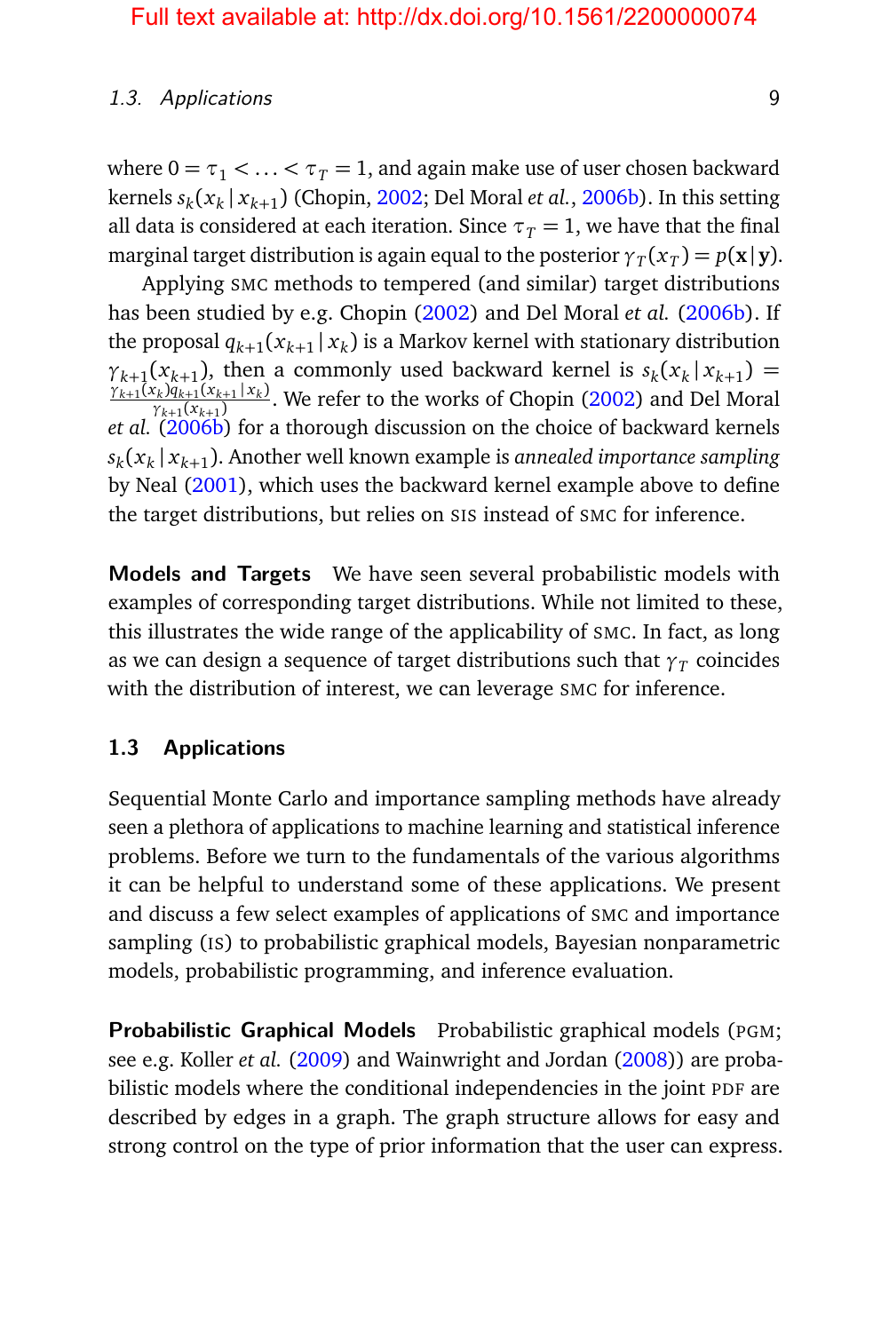where $0 = \tau_1 < \ldots < \tau_T = 1$, and again make use of user chosen backward kernels $s_k(x_k \,|\, x_{k+1})$ (Chopin, 2002; Del Moral *et al.*, 2006b). In this setting all data is considered at each iteration. Since $\tau_T = 1$, we have that the final marginal target distribution is again equal to the posterior $\gamma_T(x_T) = p(\mathbf{x} \,|\, \mathbf{y})$.

Applying SMC methods to tempered (and similar) target distributions has been studied by e.g. Chopin (2002) and Del Moral *et al.* (2006b). If the proposal $q_{k+1}(x_{k+1} \,|\, x_k)$ is a Markov kernel with stationary distribution $\gamma_{k+1}(x_{k+1})$, then a commonly used backward kernel is $s_k(x_k \,|\, x_{k+1}) = \frac{\gamma_{k+1}(x_k) q_{k+1}(x_{k+1} \,|\, x_k)}{\gamma_{k+1}(x_{k+1})}$. We refer to the works of Chopin (2002) and Del Moral *et al.* (2006b) for a thorough discussion on the choice of backward kernels $s_k(x_k \,|\, x_{k+1})$. Another well known example is *annealed importance sampling* by Neal (2001), which uses the backward kernel example above to define the target distributions, but relies on SIS instead of SMC for inference.

**Models and Targets** We have seen several probabilistic models with examples of corresponding target distributions. While not limited to these, this illustrates the wide range of the applicability of SMC. In fact, as long as we can design a sequence of target distributions such that $\gamma_T$ coincides with the distribution of interest, we can leverage SMC for inference.

## 1.3 Applications

Sequential Monte Carlo and importance sampling methods have already seen a plethora of applications to machine learning and statistical inference problems. Before we turn to the fundamentals of the various algorithms it can be helpful to understand some of these applications. We present and discuss a few select examples of applications of SMC and importance sampling (IS) to probabilistic graphical models, Bayesian nonparametric models, probabilistic programming, and inference evaluation.

**Probabilistic Graphical Models** Probabilistic graphical models (PGM; see e.g. Koller *et al.* (2009) and Wainwright and Jordan (2008)) are probabilistic models where the conditional independencies in the joint PDF are described by edges in a graph. The graph structure allows for easy and strong control on the type of prior information that the user can express.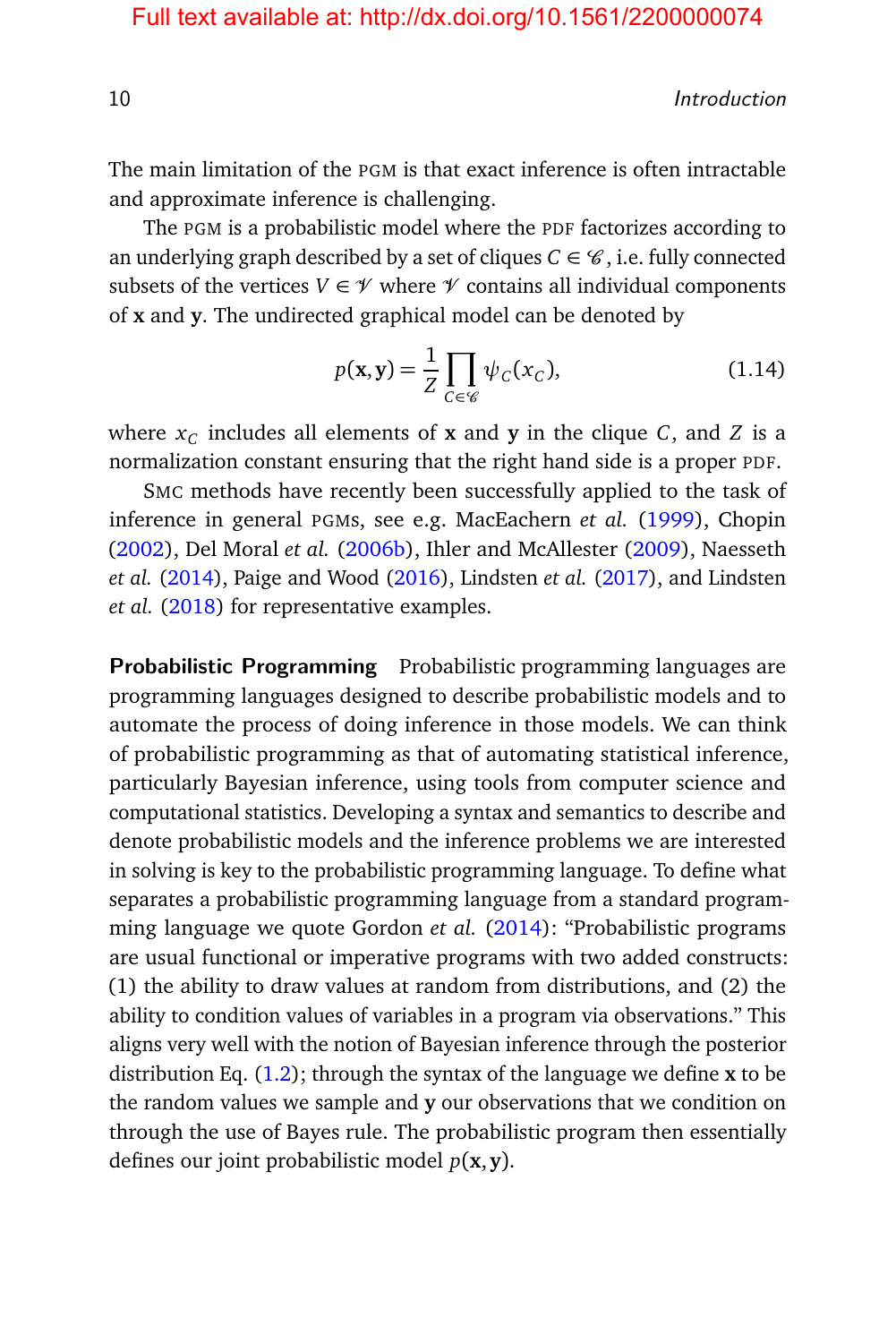The main limitation of the PGM is that exact inference is often intractable and approximate inference is challenging.

The PGM is a probabilistic model where the PDF factorizes according to an underlying graph described by a set of cliques $C \in \mathscr{C}$, i.e. fully connected subsets of the vertices $V \in \mathscr{V}$ where $\mathscr{V}$ contains all individual components of $\mathbf{x}$ and $\mathbf{y}$. The undirected graphical model can be denoted by

$$p(\mathbf{x}, \mathbf{y}) = \frac{1}{Z} \prod_{C \in \mathscr{C}} \psi_C(x_C), \tag{1.14}$$

where $x_C$ includes all elements of $\mathbf{x}$ and $\mathbf{y}$ in the clique $C$, and $Z$ is a normalization constant ensuring that the right hand side is a proper PDF.

SMC methods have recently been successfully applied to the task of inference in general PGMs, see e.g. MacEachern *et al.* (1999), Chopin (2002), Del Moral *et al.* (2006b), Ihler and McAllester (2009), Naesseth *et al.* (2014), Paige and Wood (2016), Lindsten *et al.* (2017), and Lindsten *et al.* (2018) for representative examples.

**Probabilistic Programming** Probabilistic programming languages are programming languages designed to describe probabilistic models and to automate the process of doing inference in those models. We can think of probabilistic programming as that of automating statistical inference, particularly Bayesian inference, using tools from computer science and computational statistics. Developing a syntax and semantics to describe and denote probabilistic models and the inference problems we are interested in solving is key to the probabilistic programming language. To define what separates a probabilistic programming language from a standard programming language we quote Gordon *et al.* (2014): "Probabilistic programs are usual functional or imperative programs with two added constructs: (1) the ability to draw values at random from distributions, and (2) the ability to condition values of variables in a program via observations." This aligns very well with the notion of Bayesian inference through the posterior distribution Eq. (1.2); through the syntax of the language we define $\mathbf{x}$ to be the random values we sample and $\mathbf{y}$ our observations that we condition on through the use of Bayes rule. The probabilistic program then essentially defines our joint probabilistic model $p(\mathbf{x}, \mathbf{y})$.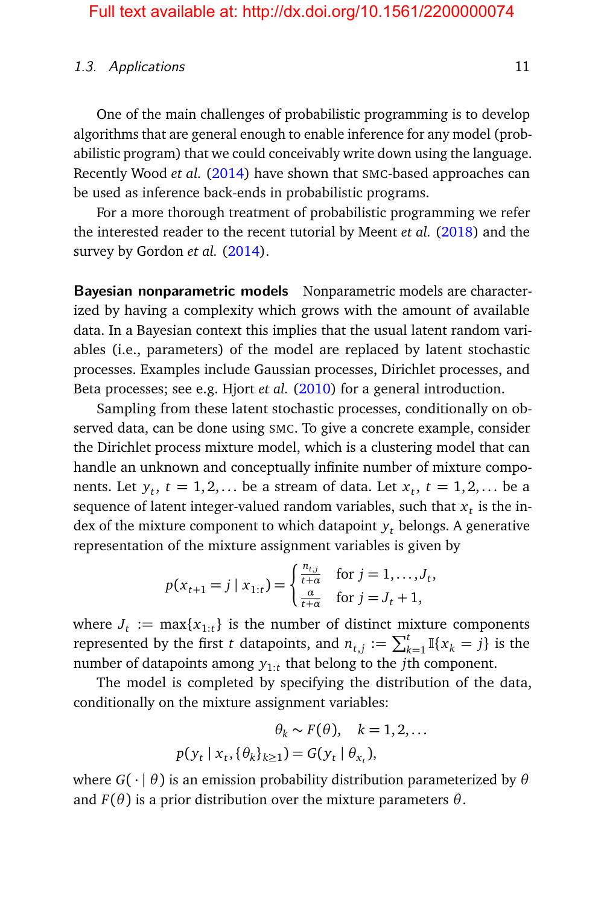One of the main challenges of probabilistic programming is to develop algorithms that are general enough to enable inference for any model (probabilistic program) that we could conceivably write down using the language. Recently Wood *et al.* (2014) have shown that SMC-based approaches can be used as inference back-ends in probabilistic programs.

For a more thorough treatment of probabilistic programming we refer the interested reader to the recent tutorial by Meent *et al.* (2018) and the survey by Gordon *et al.* (2014).

**Bayesian nonparametric models** Nonparametric models are characterized by having a complexity which grows with the amount of available data. In a Bayesian context this implies that the usual latent random variables (i.e., parameters) of the model are replaced by latent stochastic processes. Examples include Gaussian processes, Dirichlet processes, and Beta processes; see e.g. Hjort *et al.* (2010) for a general introduction.

Sampling from these latent stochastic processes, conditionally on observed data, can be done using SMC. To give a concrete example, consider the Dirichlet process mixture model, which is a clustering model that can handle an unknown and conceptually infinite number of mixture components. Let $y_t$, $t = 1, 2, \ldots$ be a stream of data. Let $x_t$, $t = 1, 2, \ldots$ be a sequence of latent integer-valued random variables, such that $x_t$ is the index of the mixture component to which datapoint $y_t$ belongs. A generative representation of the mixture assignment variables is given by

$$p(x_{t+1} = j \mid x_{1:t}) = \begin{cases} \frac{n_{t,j}}{t+\alpha} & \text{for } j = 1, \ldots, J_t, \\ \frac{\alpha}{t+\alpha} & \text{for } j = J_t + 1, \end{cases}$$

where $J_t := \max\{x_{1:t}\}$ is the number of distinct mixture components represented by the first $t$ datapoints, and $n_{t,j} := \sum_{k=1}^{t} \mathbb{I}\{x_k = j\}$ is the number of datapoints among $y_{1:t}$ that belong to the $j$th component.

The model is completed by specifying the distribution of the data, conditionally on the mixture assignment variables:

$$\theta_k \sim F(\theta), \quad k = 1, 2, \ldots$$

$$p(y_t \mid x_t, \{\theta_k\}_{k \geq 1}) = G(y_t \mid \theta_{x_t}),$$

where $G(\cdot \mid \theta)$ is an emission probability distribution parameterized by $\theta$ and $F(\theta)$ is a prior distribution over the mixture parameters $\theta$.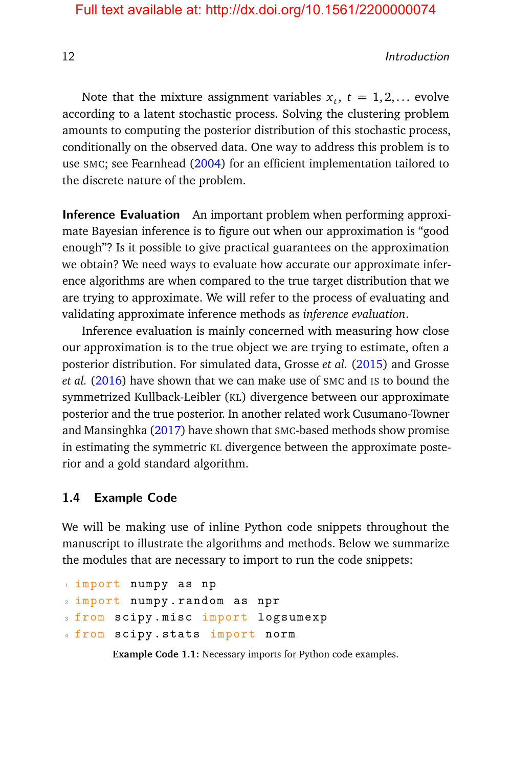Note that the mixture assignment variables $x_t$, $t = 1, 2, \ldots$ evolve according to a latent stochastic process. Solving the clustering problem amounts to computing the posterior distribution of this stochastic process, conditionally on the observed data. One way to address this problem is to use SMC; see Fearnhead (2004) for an efficient implementation tailored to the discrete nature of the problem.

**Inference Evaluation** An important problem when performing approximate Bayesian inference is to figure out when our approximation is "good enough"? Is it possible to give practical guarantees on the approximation we obtain? We need ways to evaluate how accurate our approximate inference algorithms are when compared to the true target distribution that we are trying to approximate. We will refer to the process of evaluating and validating approximate inference methods as *inference evaluation*.

Inference evaluation is mainly concerned with measuring how close our approximation is to the true object we are trying to estimate, often a posterior distribution. For simulated data, Grosse *et al.* (2015) and Grosse *et al.* (2016) have shown that we can make use of SMC and IS to bound the symmetrized Kullback-Leibler (KL) divergence between our approximate posterior and the true posterior. In another related work Cusumano-Towner and Mansinghka (2017) have shown that SMC-based methods show promise in estimating the symmetric KL divergence between the approximate posterior and a gold standard algorithm.

## 1.4 Example Code

We will be making use of inline Python code snippets throughout the manuscript to illustrate the algorithms and methods. Below we summarize the modules that are necessary to import to run the code snippets:

```
import numpy as np
import numpy.random as npr
from scipy.misc import logsumexp
from scipy.stats import norm
```

**Example Code 1.1:** Necessary imports for Python code examples.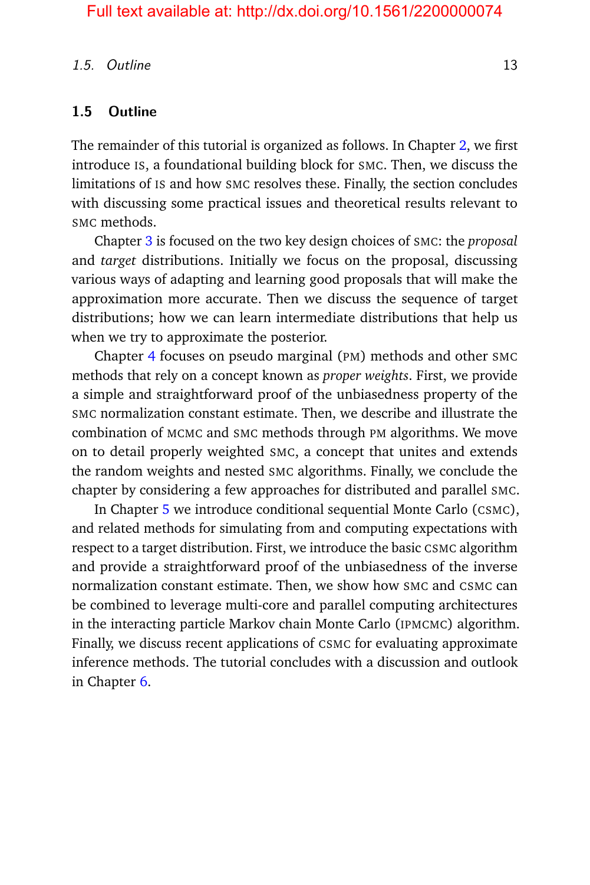## 1.5 Outline

The remainder of this tutorial is organized as follows. In Chapter 2, we first introduce IS, a foundational building block for SMC. Then, we discuss the limitations of IS and how SMC resolves these. Finally, the section concludes with discussing some practical issues and theoretical results relevant to SMC methods.

Chapter 3 is focused on the two key design choices of SMC: the *proposal* and *target* distributions. Initially we focus on the proposal, discussing various ways of adapting and learning good proposals that will make the approximation more accurate. Then we discuss the sequence of target distributions; how we can learn intermediate distributions that help us when we try to approximate the posterior.

Chapter 4 focuses on pseudo marginal (PM) methods and other SMC methods that rely on a concept known as *proper weights*. First, we provide a simple and straightforward proof of the unbiasedness property of the SMC normalization constant estimate. Then, we describe and illustrate the combination of MCMC and SMC methods through PM algorithms. We move on to detail properly weighted SMC, a concept that unites and extends the random weights and nested SMC algorithms. Finally, we conclude the chapter by considering a few approaches for distributed and parallel SMC.

In Chapter 5 we introduce conditional sequential Monte Carlo (CSMC), and related methods for simulating from and computing expectations with respect to a target distribution. First, we introduce the basic CSMC algorithm and provide a straightforward proof of the unbiasedness of the inverse normalization constant estimate. Then, we show how SMC and CSMC can be combined to leverage multi-core and parallel computing architectures in the interacting particle Markov chain Monte Carlo (IPMCMC) algorithm. Finally, we discuss recent applications of CSMC for evaluating approximate inference methods. The tutorial concludes with a discussion and outlook in Chapter 6.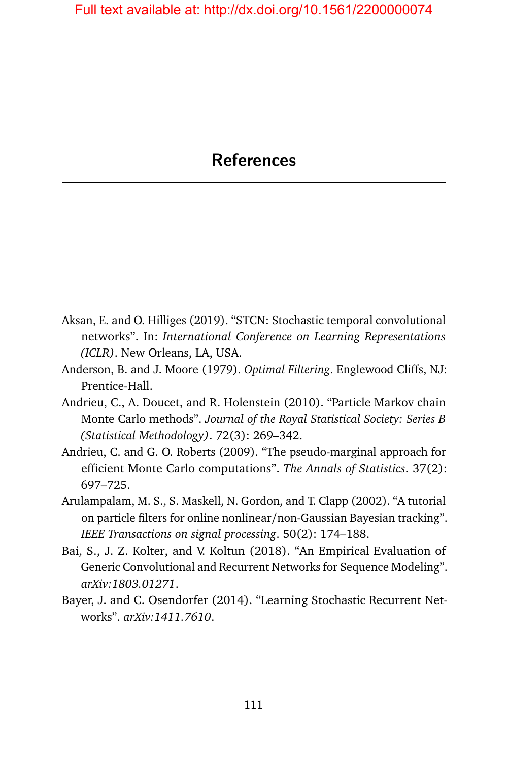# References

Aksan, E. and O. Hilliges (2019). “STCN: Stochastic temporal convolutional networks”. In: *International Conference on Learning Representations (ICLR)*. New Orleans, LA, USA.

Anderson, B. and J. Moore (1979). *Optimal Filtering*. Englewood Cliffs, NJ: Prentice-Hall.

Andrieu, C., A. Doucet, and R. Holenstein (2010). “Particle Markov chain Monte Carlo methods”. *Journal of the Royal Statistical Society: Series B (Statistical Methodology)*. 72(3): 269–342.

Andrieu, C. and G. O. Roberts (2009). “The pseudo-marginal approach for efficient Monte Carlo computations”. *The Annals of Statistics*. 37(2): 697–725.

Arulampalam, M. S., S. Maskell, N. Gordon, and T. Clapp (2002). “A tutorial on particle filters for online nonlinear/non-Gaussian Bayesian tracking”. *IEEE Transactions on signal processing*. 50(2): 174–188.

Bai, S., J. Z. Kolter, and V. Koltun (2018). “An Empirical Evaluation of Generic Convolutional and Recurrent Networks for Sequence Modeling”. *arXiv:1803.01271*.

Bayer, J. and C. Osendorfer (2014). “Learning Stochastic Recurrent Networks”. *arXiv:1411.7610*.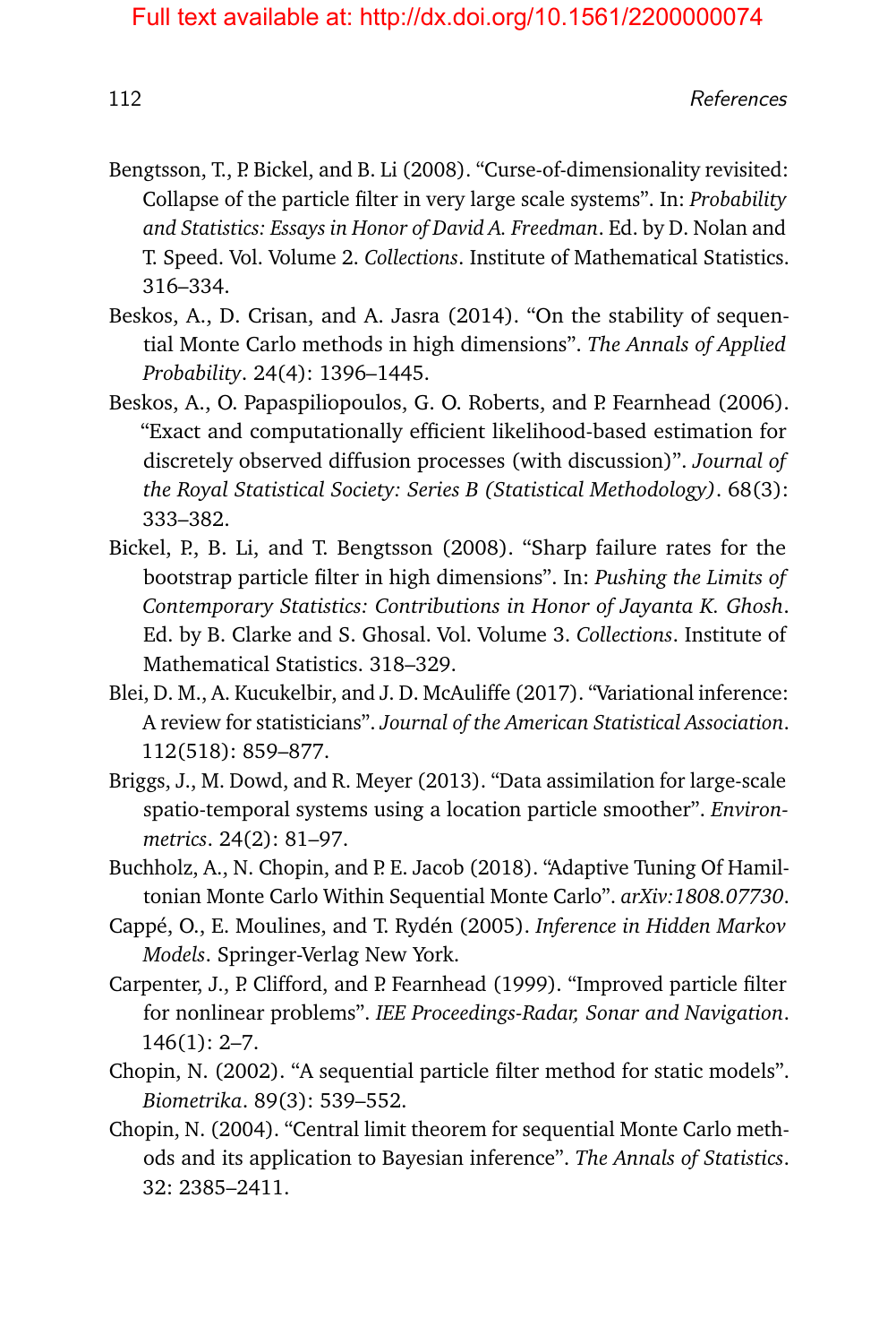Bengtsson, T., P. Bickel, and B. Li (2008). "Curse-of-dimensionality revisited: Collapse of the particle filter in very large scale systems". In: *Probability and Statistics: Essays in Honor of David A. Freedman*. Ed. by D. Nolan and T. Speed. Vol. Volume 2. *Collections*. Institute of Mathematical Statistics. 316–334.

Beskos, A., D. Crisan, and A. Jasra (2014). "On the stability of sequential Monte Carlo methods in high dimensions". *The Annals of Applied Probability*. 24(4): 1396–1445.

Beskos, A., O. Papaspiliopoulos, G. O. Roberts, and P. Fearnhead (2006). "Exact and computationally efficient likelihood-based estimation for discretely observed diffusion processes (with discussion)". *Journal of the Royal Statistical Society: Series B (Statistical Methodology)*. 68(3): 333–382.

Bickel, P., B. Li, and T. Bengtsson (2008). "Sharp failure rates for the bootstrap particle filter in high dimensions". In: *Pushing the Limits of Contemporary Statistics: Contributions in Honor of Jayanta K. Ghosh*. Ed. by B. Clarke and S. Ghosal. Vol. Volume 3. *Collections*. Institute of Mathematical Statistics. 318–329.

Blei, D. M., A. Kucukelbir, and J. D. McAuliffe (2017). "Variational inference: A review for statisticians". *Journal of the American Statistical Association*. 112(518): 859–877.

Briggs, J., M. Dowd, and R. Meyer (2013). "Data assimilation for large-scale spatio-temporal systems using a location particle smoother". *Environmetrics*. 24(2): 81–97.

Buchholz, A., N. Chopin, and P. E. Jacob (2018). "Adaptive Tuning Of Hamiltonian Monte Carlo Within Sequential Monte Carlo". *arXiv:1808.07730*.

Cappé, O., E. Moulines, and T. Rydén (2005). *Inference in Hidden Markov Models*. Springer-Verlag New York.

Carpenter, J., P. Clifford, and P. Fearnhead (1999). "Improved particle filter for nonlinear problems". *IEE Proceedings-Radar, Sonar and Navigation*. 146(1): 2–7.

Chopin, N. (2002). "A sequential particle filter method for static models". *Biometrika*. 89(3): 539–552.

Chopin, N. (2004). "Central limit theorem for sequential Monte Carlo methods and its application to Bayesian inference". *The Annals of Statistics*. 32: 2385–2411.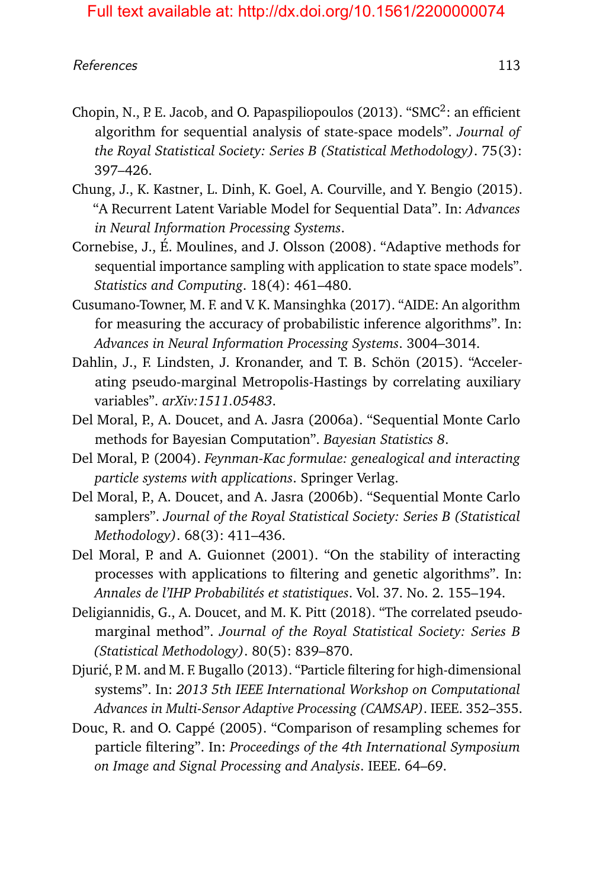Chopin, N., P. E. Jacob, and O. Papaspiliopoulos (2013). "SMC$^2$: an efficient algorithm for sequential analysis of state-space models". *Journal of the Royal Statistical Society: Series B (Statistical Methodology)*. 75(3): 397–426.

Chung, J., K. Kastner, L. Dinh, K. Goel, A. Courville, and Y. Bengio (2015). "A Recurrent Latent Variable Model for Sequential Data". In: *Advances in Neural Information Processing Systems*.

Cornebise, J., É. Moulines, and J. Olsson (2008). "Adaptive methods for sequential importance sampling with application to state space models". *Statistics and Computing*. 18(4): 461–480.

Cusumano-Towner, M. F. and V. K. Mansinghka (2017). "AIDE: An algorithm for measuring the accuracy of probabilistic inference algorithms". In: *Advances in Neural Information Processing Systems*. 3004–3014.

Dahlin, J., F. Lindsten, J. Kronander, and T. B. Schön (2015). "Accelerating pseudo-marginal Metropolis-Hastings by correlating auxiliary variables". *arXiv:1511.05483*.

Del Moral, P., A. Doucet, and A. Jasra (2006a). "Sequential Monte Carlo methods for Bayesian Computation". *Bayesian Statistics 8*.

Del Moral, P. (2004). *Feynman-Kac formulae: genealogical and interacting particle systems with applications*. Springer Verlag.

Del Moral, P., A. Doucet, and A. Jasra (2006b). "Sequential Monte Carlo samplers". *Journal of the Royal Statistical Society: Series B (Statistical Methodology)*. 68(3): 411–436.

Del Moral, P. and A. Guionnet (2001). "On the stability of interacting processes with applications to filtering and genetic algorithms". In: *Annales de l'IHP Probabilités et statistiques*. Vol. 37. No. 2. 155–194.

Deligiannidis, G., A. Doucet, and M. K. Pitt (2018). "The correlated pseudo-marginal method". *Journal of the Royal Statistical Society: Series B (Statistical Methodology)*. 80(5): 839–870.

Djurić, P. M. and M. F. Bugallo (2013). "Particle filtering for high-dimensional systems". In: *2013 5th IEEE International Workshop on Computational Advances in Multi-Sensor Adaptive Processing (CAMSAP)*. IEEE. 352–355.

Douc, R. and O. Cappé (2005). "Comparison of resampling schemes for particle filtering". In: *Proceedings of the 4th International Symposium on Image and Signal Processing and Analysis*. IEEE. 64–69.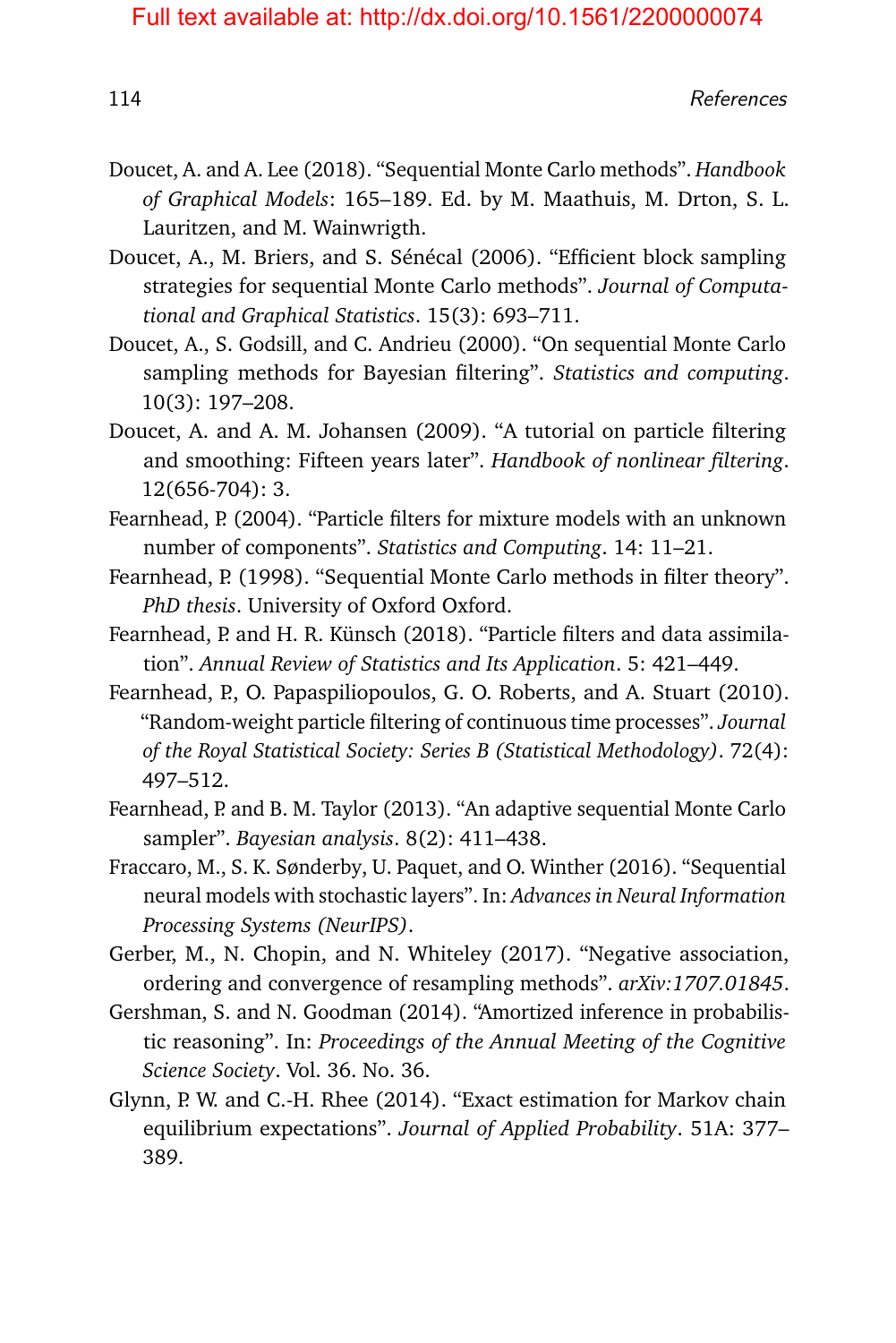Doucet, A. and A. Lee (2018). "Sequential Monte Carlo methods". *Handbook of Graphical Models*: 165–189. Ed. by M. Maathuis, M. Drton, S. L. Lauritzen, and M. Wainwrigth.

Doucet, A., M. Briers, and S. Sénécal (2006). "Efficient block sampling strategies for sequential Monte Carlo methods". *Journal of Computational and Graphical Statistics*. 15(3): 693–711.

Doucet, A., S. Godsill, and C. Andrieu (2000). "On sequential Monte Carlo sampling methods for Bayesian filtering". *Statistics and computing*. 10(3): 197–208.

Doucet, A. and A. M. Johansen (2009). "A tutorial on particle filtering and smoothing: Fifteen years later". *Handbook of nonlinear filtering*. 12(656-704): 3.

Fearnhead, P. (2004). "Particle filters for mixture models with an unknown number of components". *Statistics and Computing*. 14: 11–21.

Fearnhead, P. (1998). "Sequential Monte Carlo methods in filter theory". *PhD thesis*. University of Oxford Oxford.

Fearnhead, P. and H. R. Künsch (2018). "Particle filters and data assimilation". *Annual Review of Statistics and Its Application*. 5: 421–449.

Fearnhead, P., O. Papaspiliopoulos, G. O. Roberts, and A. Stuart (2010). "Random-weight particle filtering of continuous time processes". *Journal of the Royal Statistical Society: Series B (Statistical Methodology)*. 72(4): 497–512.

Fearnhead, P. and B. M. Taylor (2013). "An adaptive sequential Monte Carlo sampler". *Bayesian analysis*. 8(2): 411–438.

Fraccaro, M., S. K. Sønderby, U. Paquet, and O. Winther (2016). "Sequential neural models with stochastic layers". In: *Advances in Neural Information Processing Systems (NeurIPS)*.

Gerber, M., N. Chopin, and N. Whiteley (2017). "Negative association, ordering and convergence of resampling methods". *arXiv:1707.01845*.

Gershman, S. and N. Goodman (2014). "Amortized inference in probabilistic reasoning". In: *Proceedings of the Annual Meeting of the Cognitive Science Society*. Vol. 36. No. 36.

Glynn, P. W. and C.-H. Rhee (2014). "Exact estimation for Markov chain equilibrium expectations". *Journal of Applied Probability*. 51A: 377–389.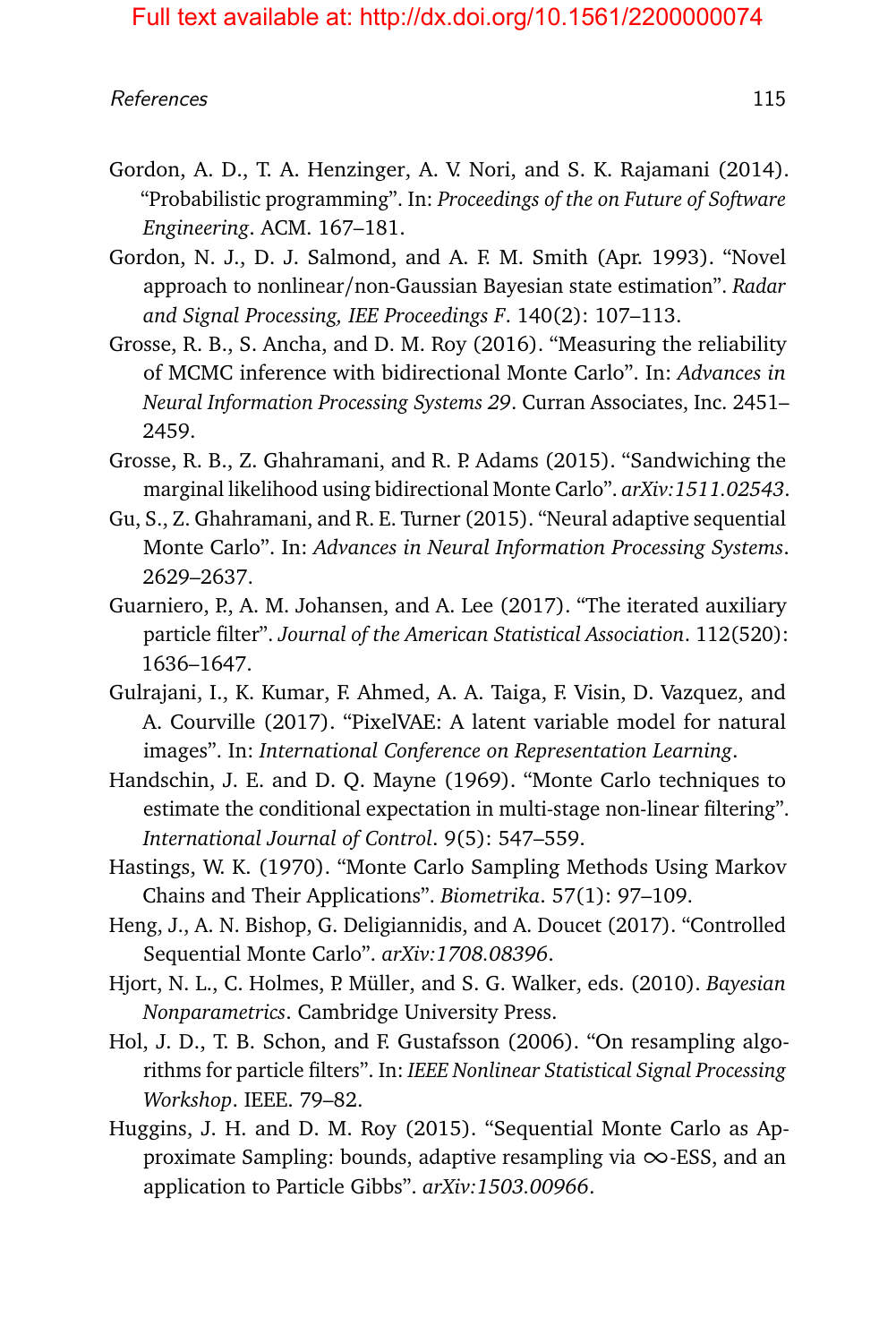Gordon, A. D., T. A. Henzinger, A. V. Nori, and S. K. Rajamani (2014). "Probabilistic programming". In: *Proceedings of the on Future of Software Engineering*. ACM. 167–181.

Gordon, N. J., D. J. Salmond, and A. F. M. Smith (Apr. 1993). "Novel approach to nonlinear/non-Gaussian Bayesian state estimation". *Radar and Signal Processing, IEE Proceedings F*. 140(2): 107–113.

Grosse, R. B., S. Ancha, and D. M. Roy (2016). "Measuring the reliability of MCMC inference with bidirectional Monte Carlo". In: *Advances in Neural Information Processing Systems 29*. Curran Associates, Inc. 2451–2459.

Grosse, R. B., Z. Ghahramani, and R. P. Adams (2015). "Sandwiching the marginal likelihood using bidirectional Monte Carlo". *arXiv:1511.02543*.

Gu, S., Z. Ghahramani, and R. E. Turner (2015). "Neural adaptive sequential Monte Carlo". In: *Advances in Neural Information Processing Systems*. 2629–2637.

Guarniero, P., A. M. Johansen, and A. Lee (2017). "The iterated auxiliary particle filter". *Journal of the American Statistical Association*. 112(520): 1636–1647.

Gulrajani, I., K. Kumar, F. Ahmed, A. A. Taiga, F. Visin, D. Vazquez, and A. Courville (2017). "PixelVAE: A latent variable model for natural images". In: *International Conference on Representation Learning*.

Handschin, J. E. and D. Q. Mayne (1969). "Monte Carlo techniques to estimate the conditional expectation in multi-stage non-linear filtering". *International Journal of Control*. 9(5): 547–559.

Hastings, W. K. (1970). "Monte Carlo Sampling Methods Using Markov Chains and Their Applications". *Biometrika*. 57(1): 97–109.

Heng, J., A. N. Bishop, G. Deligiannidis, and A. Doucet (2017). "Controlled Sequential Monte Carlo". *arXiv:1708.08396*.

Hjort, N. L., C. Holmes, P. Müller, and S. G. Walker, eds. (2010). *Bayesian Nonparametrics*. Cambridge University Press.

Hol, J. D., T. B. Schon, and F. Gustafsson (2006). "On resampling algorithms for particle filters". In: *IEEE Nonlinear Statistical Signal Processing Workshop*. IEEE. 79–82.

Huggins, J. H. and D. M. Roy (2015). "Sequential Monte Carlo as Approximate Sampling: bounds, adaptive resampling via $\infty$-ESS, and an application to Particle Gibbs". *arXiv:1503.00966*.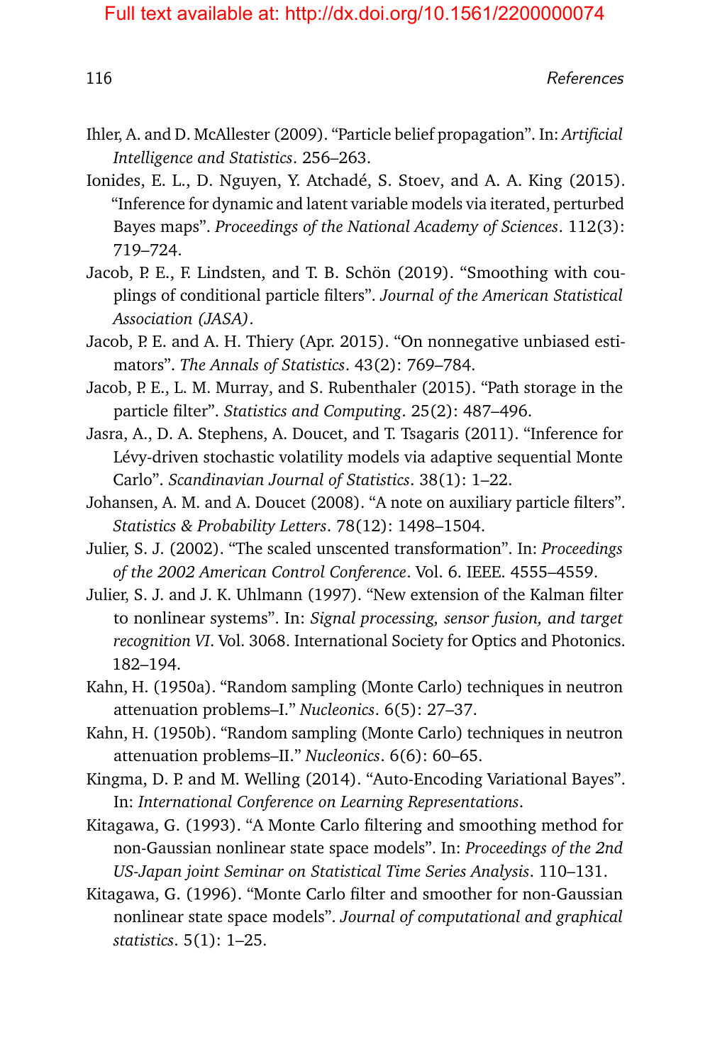Ihler, A. and D. McAllester (2009). “Particle belief propagation”. In: *Artificial Intelligence and Statistics*. 256–263.

Ionides, E. L., D. Nguyen, Y. Atchadé, S. Stoev, and A. A. King (2015). “Inference for dynamic and latent variable models via iterated, perturbed Bayes maps”. *Proceedings of the National Academy of Sciences*. 112(3): 719–724.

Jacob, P. E., F. Lindsten, and T. B. Schön (2019). “Smoothing with couplings of conditional particle filters”. *Journal of the American Statistical Association (JASA)*.

Jacob, P. E. and A. H. Thiery (Apr. 2015). “On nonnegative unbiased estimators”. *The Annals of Statistics*. 43(2): 769–784.

Jacob, P. E., L. M. Murray, and S. Rubenthaler (2015). “Path storage in the particle filter”. *Statistics and Computing*. 25(2): 487–496.

Jasra, A., D. A. Stephens, A. Doucet, and T. Tsagaris (2011). “Inference for Lévy-driven stochastic volatility models via adaptive sequential Monte Carlo”. *Scandinavian Journal of Statistics*. 38(1): 1–22.

Johansen, A. M. and A. Doucet (2008). “A note on auxiliary particle filters”. *Statistics & Probability Letters*. 78(12): 1498–1504.

Julier, S. J. (2002). “The scaled unscented transformation”. In: *Proceedings of the 2002 American Control Conference*. Vol. 6. IEEE. 4555–4559.

Julier, S. J. and J. K. Uhlmann (1997). “New extension of the Kalman filter to nonlinear systems”. In: *Signal processing, sensor fusion, and target recognition VI*. Vol. 3068. International Society for Optics and Photonics. 182–194.

Kahn, H. (1950a). “Random sampling (Monte Carlo) techniques in neutron attenuation problems–I.” *Nucleonics*. 6(5): 27–37.

Kahn, H. (1950b). “Random sampling (Monte Carlo) techniques in neutron attenuation problems–II.” *Nucleonics*. 6(6): 60–65.

Kingma, D. P. and M. Welling (2014). “Auto-Encoding Variational Bayes”. In: *International Conference on Learning Representations*.

Kitagawa, G. (1993). “A Monte Carlo filtering and smoothing method for non-Gaussian nonlinear state space models”. In: *Proceedings of the 2nd US-Japan joint Seminar on Statistical Time Series Analysis*. 110–131.

Kitagawa, G. (1996). “Monte Carlo filter and smoother for non-Gaussian nonlinear state space models”. *Journal of computational and graphical statistics*. 5(1): 1–25.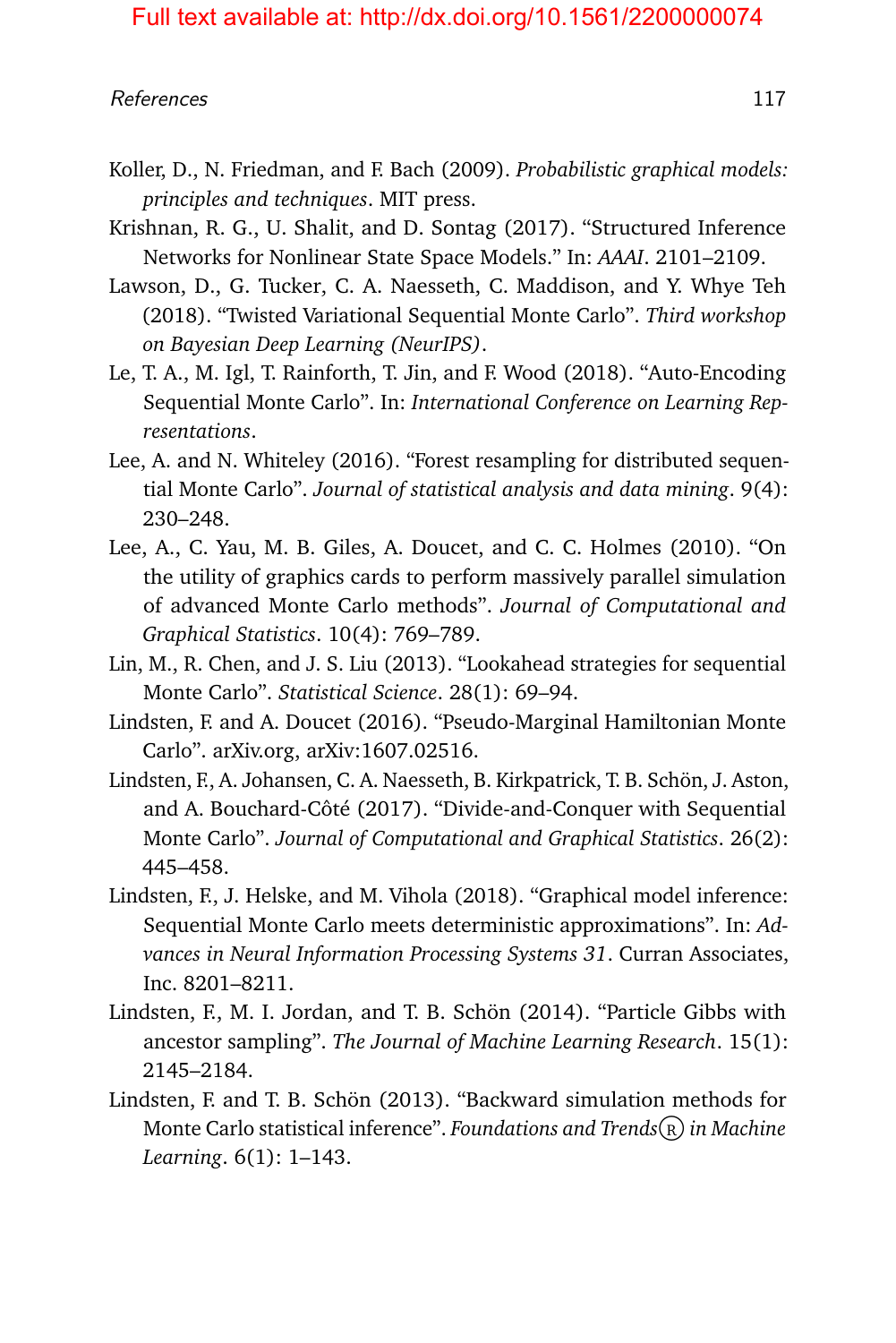Koller, D., N. Friedman, and F. Bach (2009). *Probabilistic graphical models: principles and techniques*. MIT press.

Krishnan, R. G., U. Shalit, and D. Sontag (2017). "Structured Inference Networks for Nonlinear State Space Models." In: *AAAI*. 2101–2109.

Lawson, D., G. Tucker, C. A. Naesseth, C. Maddison, and Y. Whye Teh (2018). "Twisted Variational Sequential Monte Carlo". *Third workshop on Bayesian Deep Learning (NeurIPS)*.

Le, T. A., M. Igl, T. Rainforth, T. Jin, and F. Wood (2018). "Auto-Encoding Sequential Monte Carlo". In: *International Conference on Learning Representations*.

Lee, A. and N. Whiteley (2016). "Forest resampling for distributed sequential Monte Carlo". *Journal of statistical analysis and data mining*. 9(4): 230–248.

Lee, A., C. Yau, M. B. Giles, A. Doucet, and C. C. Holmes (2010). "On the utility of graphics cards to perform massively parallel simulation of advanced Monte Carlo methods". *Journal of Computational and Graphical Statistics*. 10(4): 769–789.

Lin, M., R. Chen, and J. S. Liu (2013). "Lookahead strategies for sequential Monte Carlo". *Statistical Science*. 28(1): 69–94.

Lindsten, F. and A. Doucet (2016). "Pseudo-Marginal Hamiltonian Monte Carlo". arXiv.org, arXiv:1607.02516.

Lindsten, F., A. Johansen, C. A. Naesseth, B. Kirkpatrick, T. B. Schön, J. Aston, and A. Bouchard-Côté (2017). "Divide-and-Conquer with Sequential Monte Carlo". *Journal of Computational and Graphical Statistics*. 26(2): 445–458.

Lindsten, F., J. Helske, and M. Vihola (2018). "Graphical model inference: Sequential Monte Carlo meets deterministic approximations". In: *Advances in Neural Information Processing Systems 31*. Curran Associates, Inc. 8201–8211.

Lindsten, F., M. I. Jordan, and T. B. Schön (2014). "Particle Gibbs with ancestor sampling". *The Journal of Machine Learning Research*. 15(1): 2145–2184.

Lindsten, F. and T. B. Schön (2013). "Backward simulation methods for Monte Carlo statistical inference". *Foundations and Trends® in Machine Learning*. 6(1): 1–143.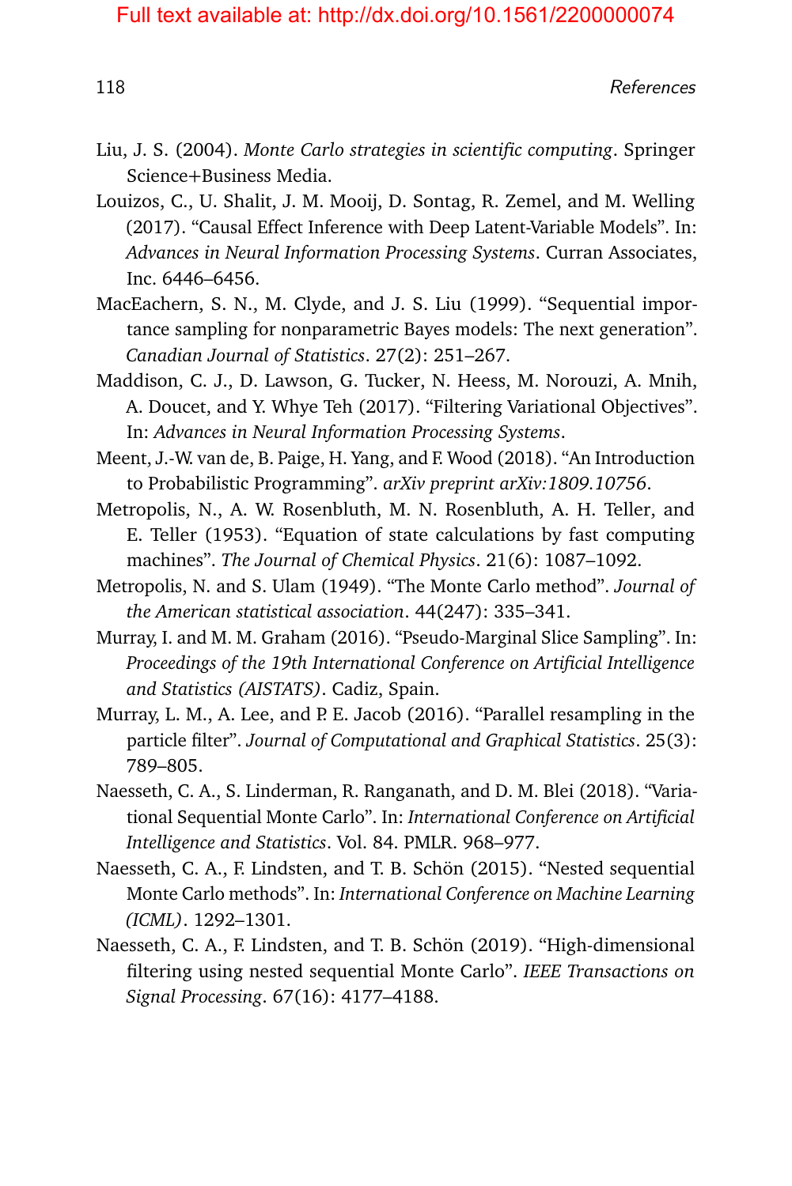Liu, J. S. (2004). *Monte Carlo strategies in scientific computing*. Springer Science+Business Media.

Louizos, C., U. Shalit, J. M. Mooij, D. Sontag, R. Zemel, and M. Welling (2017). "Causal Effect Inference with Deep Latent-Variable Models". In: *Advances in Neural Information Processing Systems*. Curran Associates, Inc. 6446–6456.

MacEachern, S. N., M. Clyde, and J. S. Liu (1999). "Sequential importance sampling for nonparametric Bayes models: The next generation". *Canadian Journal of Statistics*. 27(2): 251–267.

Maddison, C. J., D. Lawson, G. Tucker, N. Heess, M. Norouzi, A. Mnih, A. Doucet, and Y. Whye Teh (2017). "Filtering Variational Objectives". In: *Advances in Neural Information Processing Systems*.

Meent, J.-W. van de, B. Paige, H. Yang, and F. Wood (2018). "An Introduction to Probabilistic Programming". *arXiv preprint arXiv:1809.10756*.

Metropolis, N., A. W. Rosenbluth, M. N. Rosenbluth, A. H. Teller, and E. Teller (1953). "Equation of state calculations by fast computing machines". *The Journal of Chemical Physics*. 21(6): 1087–1092.

Metropolis, N. and S. Ulam (1949). "The Monte Carlo method". *Journal of the American statistical association*. 44(247): 335–341.

Murray, I. and M. M. Graham (2016). "Pseudo-Marginal Slice Sampling". In: *Proceedings of the 19th International Conference on Artificial Intelligence and Statistics (AISTATS)*. Cadiz, Spain.

Murray, L. M., A. Lee, and P. E. Jacob (2016). "Parallel resampling in the particle filter". *Journal of Computational and Graphical Statistics*. 25(3): 789–805.

Naesseth, C. A., S. Linderman, R. Ranganath, and D. M. Blei (2018). "Variational Sequential Monte Carlo". In: *International Conference on Artificial Intelligence and Statistics*. Vol. 84. PMLR. 968–977.

Naesseth, C. A., F. Lindsten, and T. B. Schön (2015). "Nested sequential Monte Carlo methods". In: *International Conference on Machine Learning (ICML)*. 1292–1301.

Naesseth, C. A., F. Lindsten, and T. B. Schön (2019). "High-dimensional filtering using nested sequential Monte Carlo". *IEEE Transactions on Signal Processing*. 67(16): 4177–4188.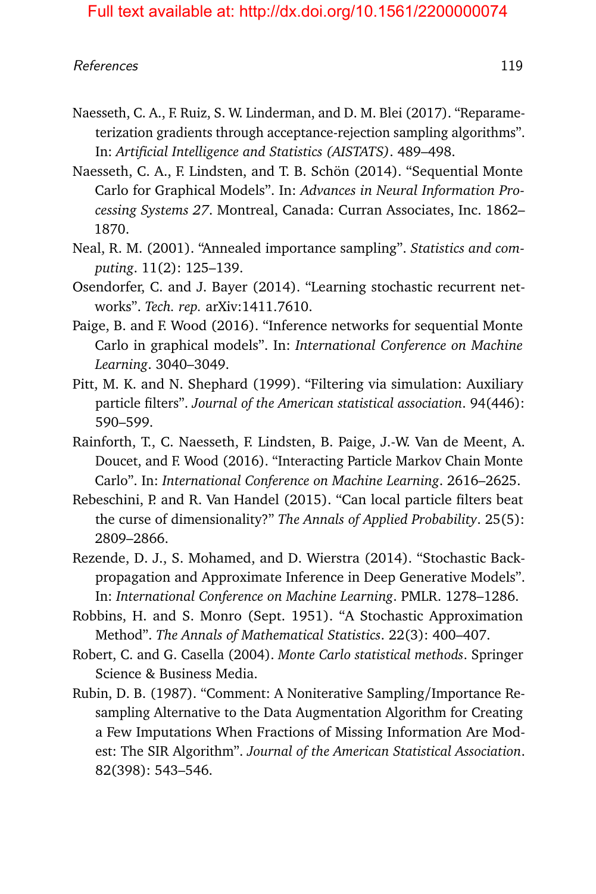Naesseth, C. A., F. Ruiz, S. W. Linderman, and D. M. Blei (2017). "Reparameterization gradients through acceptance-rejection sampling algorithms". In: *Artificial Intelligence and Statistics (AISTATS)*. 489–498.

Naesseth, C. A., F. Lindsten, and T. B. Schön (2014). "Sequential Monte Carlo for Graphical Models". In: *Advances in Neural Information Processing Systems 27*. Montreal, Canada: Curran Associates, Inc. 1862–1870.

Neal, R. M. (2001). "Annealed importance sampling". *Statistics and computing*. 11(2): 125–139.

Osendorfer, C. and J. Bayer (2014). "Learning stochastic recurrent networks". *Tech. rep.* arXiv:1411.7610.

Paige, B. and F. Wood (2016). "Inference networks for sequential Monte Carlo in graphical models". In: *International Conference on Machine Learning*. 3040–3049.

Pitt, M. K. and N. Shephard (1999). "Filtering via simulation: Auxiliary particle filters". *Journal of the American statistical association*. 94(446): 590–599.

Rainforth, T., C. Naesseth, F. Lindsten, B. Paige, J.-W. Van de Meent, A. Doucet, and F. Wood (2016). "Interacting Particle Markov Chain Monte Carlo". In: *International Conference on Machine Learning*. 2616–2625.

Rebeschini, P. and R. Van Handel (2015). "Can local particle filters beat the curse of dimensionality?" *The Annals of Applied Probability*. 25(5): 2809–2866.

Rezende, D. J., S. Mohamed, and D. Wierstra (2014). "Stochastic Backpropagation and Approximate Inference in Deep Generative Models". In: *International Conference on Machine Learning*. PMLR. 1278–1286.

Robbins, H. and S. Monro (Sept. 1951). "A Stochastic Approximation Method". *The Annals of Mathematical Statistics*. 22(3): 400–407.

Robert, C. and G. Casella (2004). *Monte Carlo statistical methods*. Springer Science & Business Media.

Rubin, D. B. (1987). "Comment: A Noniterative Sampling/Importance Resampling Alternative to the Data Augmentation Algorithm for Creating a Few Imputations When Fractions of Missing Information Are Modest: The SIR Algorithm". *Journal of the American Statistical Association*. 82(398): 543–546.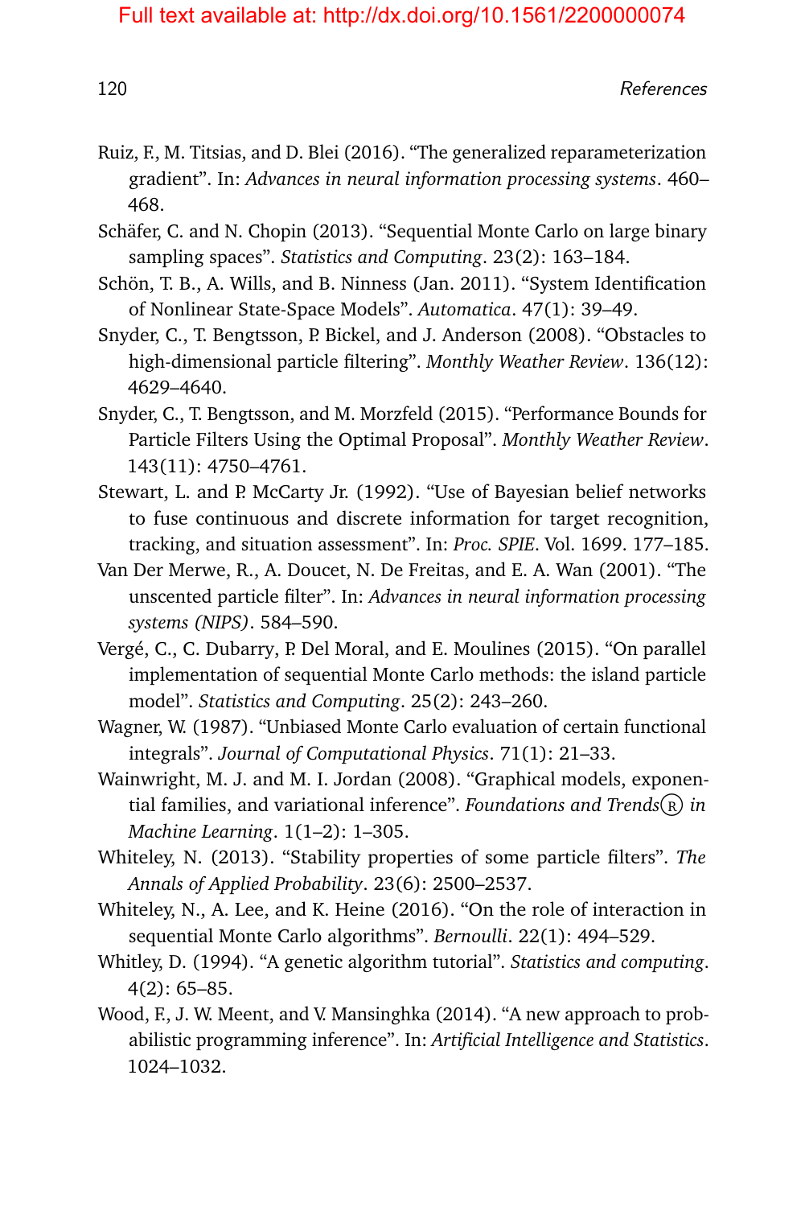Ruiz, F., M. Titsias, and D. Blei (2016). "The generalized reparameterization gradient". In: *Advances in neural information processing systems*. 460–468.

Schäfer, C. and N. Chopin (2013). "Sequential Monte Carlo on large binary sampling spaces". *Statistics and Computing*. 23(2): 163–184.

Schön, T. B., A. Wills, and B. Ninness (Jan. 2011). "System Identification of Nonlinear State-Space Models". *Automatica*. 47(1): 39–49.

Snyder, C., T. Bengtsson, P. Bickel, and J. Anderson (2008). "Obstacles to high-dimensional particle filtering". *Monthly Weather Review*. 136(12): 4629–4640.

Snyder, C., T. Bengtsson, and M. Morzfeld (2015). "Performance Bounds for Particle Filters Using the Optimal Proposal". *Monthly Weather Review*. 143(11): 4750–4761.

Stewart, L. and P. McCarty Jr. (1992). "Use of Bayesian belief networks to fuse continuous and discrete information for target recognition, tracking, and situation assessment". In: *Proc. SPIE*. Vol. 1699. 177–185.

Van Der Merwe, R., A. Doucet, N. De Freitas, and E. A. Wan (2001). "The unscented particle filter". In: *Advances in neural information processing systems (NIPS)*. 584–590.

Vergé, C., C. Dubarry, P. Del Moral, and E. Moulines (2015). "On parallel implementation of sequential Monte Carlo methods: the island particle model". *Statistics and Computing*. 25(2): 243–260.

Wagner, W. (1987). "Unbiased Monte Carlo evaluation of certain functional integrals". *Journal of Computational Physics*. 71(1): 21–33.

Wainwright, M. J. and M. I. Jordan (2008). "Graphical models, exponential families, and variational inference". *Foundations and Trends® in Machine Learning*. 1(1–2): 1–305.

Whiteley, N. (2013). "Stability properties of some particle filters". *The Annals of Applied Probability*. 23(6): 2500–2537.

Whiteley, N., A. Lee, and K. Heine (2016). "On the role of interaction in sequential Monte Carlo algorithms". *Bernoulli*. 22(1): 494–529.

Whitley, D. (1994). "A genetic algorithm tutorial". *Statistics and computing*. 4(2): 65–85.

Wood, F., J. W. Meent, and V. Mansinghka (2014). "A new approach to probabilistic programming inference". In: *Artificial Intelligence and Statistics*. 1024–1032.